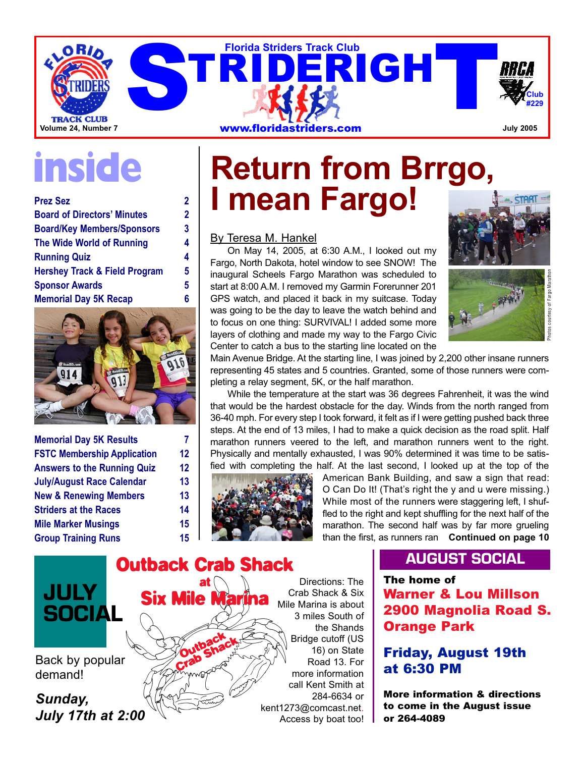# STRIDERIGHT

Florida Striders Track Club

www.floridastriders.com

RRCA Club #229

Volume 24, Number 7 — July 2005

## inside

| | |
|---|---|
| Prez Sez | 2 |
| Board of Directors' Minutes | 2 |
| Board/Key Members/Sponsors | 3 |
| The Wide World of Running | 4 |
| Running Quiz | 4 |
| Hershey Track & Field Program | 5 |
| Sponsor Awards | 5 |
| Memorial Day 5K Recap | 6 |
| Memorial Day 5K Results | 7 |
| FSTC Membership Application | 12 |
| Answers to the Running Quiz | 12 |
| July/August Race Calendar | 13 |
| New & Renewing Members | 13 |
| Striders at the Races | 14 |
| Mile Marker Musings | 15 |
| Group Training Runs | 15 |

# Return from Brrgo, I mean Fargo!

By Teresa M. Hankel

On May 14, 2005, at 6:30 A.M., I looked out my Fargo, North Dakota, hotel window to see SNOW! The inaugural Scheels Fargo Marathon was scheduled to start at 8:00 A.M. I removed my Garmin Forerunner 201 GPS watch, and placed it back in my suitcase. Today was going to be the day to leave the watch behind and to focus on one thing: SURVIVAL! I added some more layers of clothing and made my way to the Fargo Civic Center to catch a bus to the starting line located on the Main Avenue Bridge. At the starting line, I was joined by 2,200 other insane runners representing 45 states and 5 countries. Granted, some of those runners were completing a relay segment, 5K, or the half marathon.

While the temperature at the start was 36 degrees Fahrenheit, it was the wind that would be the hardest obstacle for the day. Winds from the north ranged from 36-40 mph. For every step I took forward, it felt as if I were getting pushed back three steps. At the end of 13 miles, I had to make a quick decision as the road split. Half marathon runners veered to the left, and marathon runners went to the right. Physically and mentally exhausted, I was 90% determined it was time to be satisfied with completing the half. At the last second, I looked up at the top of the American Bank Building, and saw a sign that read: O Can Do It! (That's right the y and u were missing.) While most of the runners were staggering left, I shuffled to the right and kept shuffling for the next half of the marathon. The second half was by far more grueling than the first, as runners ran **Continued on page 10**

Photos courtesy of Fargo Marathon

## JULY SOCIAL

### Outback Crab Shack at Six Mile Marina

Back by popular demand!

*Sunday, July 17th at 2:00*

Directions: The Crab Shack & Six Mile Marina is about 3 miles South of the Shands Bridge cutoff (US 16) on State Road 13. For more information call Kent Smith at 284-6634 or kent1273@comcast.net. Access by boat too!

## AUGUST SOCIAL

**The home of**

**Warner & Lou Millson**
**2900 Magnolia Road S.**
**Orange Park**

**Friday, August 19th at 6:30 PM**

**More information & directions to come in the August issue or 264-4089**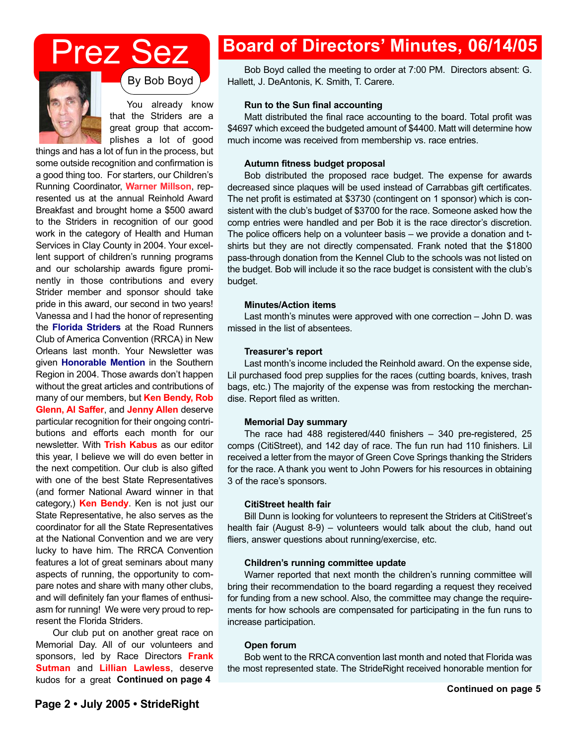# Prez Sez

By Bob Boyd

You already know that the Striders are a great group that accomplishes a lot of good things and has a lot of fun in the process, but some outside recognition and confirmation is a good thing too. For starters, our Children's Running Coordinator, **Warner Millson**, represented us at the annual Reinhold Award Breakfast and brought home a $500 award to the Striders in recognition of our good work in the category of Health and Human Services in Clay County in 2004. Your excellent support of children's running programs and our scholarship awards figure prominently in those contributions and every Strider member and sponsor should take pride in this award, our second in two years! Vanessa and I had the honor of representing the **Florida Striders** at the Road Runners Club of America Convention (RRCA) in New Orleans last month. Your Newsletter was given **Honorable Mention** in the Southern Region in 2004. Those awards don't happen without the great articles and contributions of many of our members, but **Ken Bendy, Rob Glenn, Al Saffer**, and **Jenny Allen** deserve particular recognition for their ongoing contributions and efforts each month for our newsletter. With **Trish Kabus** as our editor this year, I believe we will do even better in the next competition. Our club is also gifted with one of the best State Representatives (and former National Award winner in that category,) **Ken Bendy**. Ken is not just our State Representative, he also serves as the coordinator for all the State Representatives at the National Convention and we are very lucky to have him. The RRCA Convention features a lot of great seminars about many aspects of running, the opportunity to compare notes and share with many other clubs, and will definitely fan your flames of enthusiasm for running! We were very proud to represent the Florida Striders.

Our club put on another great race on Memorial Day. All of our volunteers and sponsors, led by Race Directors **Frank Sutman** and **Lillian Lawless**, deserve kudos for a great **Continued on page 4**

# Board of Directors' Minutes, 06/14/05

Bob Boyd called the meeting to order at 7:00 PM. Directors absent: G. Hallett, J. DeAntonis, K. Smith, T. Carere.

**Run to the Sun final accounting**

Matt distributed the final race accounting to the board. Total profit was $4697 which exceed the budgeted amount of $4400. Matt will determine how much income was received from membership vs. race entries.

**Autumn fitness budget proposal**

Bob distributed the proposed race budget. The expense for awards decreased since plaques will be used instead of Carrabbas gift certificates. The net profit is estimated at $3730 (contingent on 1 sponsor) which is consistent with the club's budget of $3700 for the race. Someone asked how the comp entries were handled and per Bob it is the race director's discretion. The police officers help on a volunteer basis – we provide a donation and t-shirts but they are not directly compensated. Frank noted that the $1800 pass-through donation from the Kennel Club to the schools was not listed on the budget. Bob will include it so the race budget is consistent with the club's budget.

**Minutes/Action items**

Last month's minutes were approved with one correction – John D. was missed in the list of absentees.

**Treasurer's report**

Last month's income included the Reinhold award. On the expense side, Lil purchased food prep supplies for the races (cutting boards, knives, trash bags, etc.) The majority of the expense was from restocking the merchandise. Report filed as written.

**Memorial Day summary**

The race had 488 registered/440 finishers – 340 pre-registered, 25 comps (CitiStreet), and 142 day of race. The fun run had 110 finishers. Lil received a letter from the mayor of Green Cove Springs thanking the Striders for the race. A thank you went to John Powers for his resources in obtaining 3 of the race's sponsors.

**CitiStreet health fair**

Bill Dunn is looking for volunteers to represent the Striders at CitiStreet's health fair (August 8-9) – volunteers would talk about the club, hand out fliers, answer questions about running/exercise, etc.

**Children's running committee update**

Warner reported that next month the children's running committee will bring their recommendation to the board regarding a request they received for funding from a new school. Also, the committee may change the requirements for how schools are compensated for participating in the fun runs to increase participation.

**Open forum**

Bob went to the RRCA convention last month and noted that Florida was the most represented state. The StrideRight received honorable mention for

**Continued on page 5**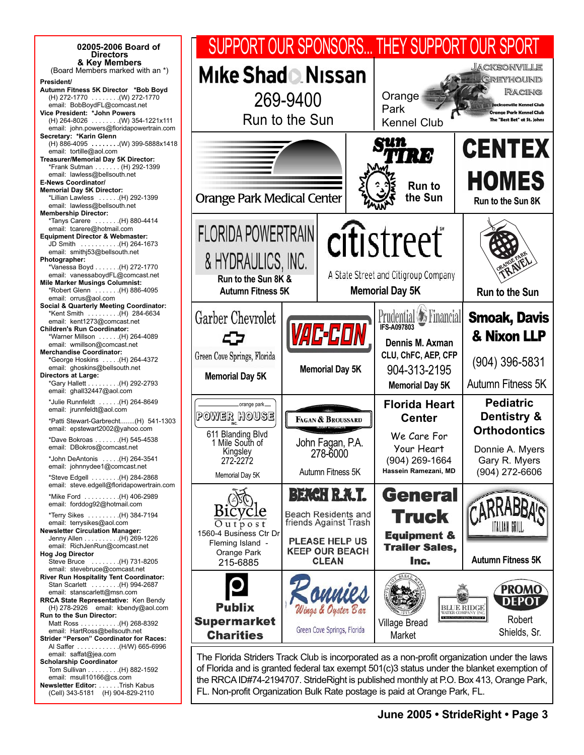## 02005-2006 Board of Directors & Key Members

(Board Members marked with an *)

**President/**
**Autumn Fitness 5K Director** *Bob Boyd
(H) 272-1770 . . . . . . . .(W) 272-1770
email: BobBoydFL@comcast.net

**Vice President:** *John Powers
(H) 264-8026 . . . . . . . .(W) 354-1221x111
email: john.powers@floridapowertrain.com

**Secretary:** *Karin Glenn
(H) 886-4095 . . . . . . . .(W) 399-5888x1418
email: tortille@aol.com

**Treasurer/Memorial Day 5K Director:**
*Frank Sutman . . . . . . . (H) 292-1399
email: lawless@bellsouth.net

**E-News Coordinator/**
**Memorial Day 5K Director:**
*Lillian Lawless . . . . . .(H) 292-1399
email: lawless@bellsouth.net

**Membership Director:**
*Tanys Carere . . . . . . .(H) 880-4414
email: tcarere@hotmail.com

**Equipment Director & Webmaster:**
JD Smith . . . . . . . . . . .(H) 264-1673
email: smithj53@bellsouth.net

**Photographer:**
*Vanessa Boyd . . . . . . .(H) 272-1770
email: vanessaboydFL@comcast.net

**Mile Marker Musings Columnist:**
*Robert Glenn . . . . . . .(H) 886-4095
email: orrus@aol.com

**Social & Quarterly Meeting Coordinator:**
*Kent Smith . . . . . . . . .(H) 284-6634
email: kent1273@comcast.net

**Children's Run Coordinator:**
*Warner Millson . . . . . .(H) 264-4089
email: wmillson@comcast.net

**Merchandise Coordinator:**
*George Hoskins . . . . .(H) 264-4372
email: ghoskins@bellsouth.net

**Directors at Large:**
*Gary Hallett . . . . . . . . .(H) 292-2793
email: ghall32447@aol.com

*Julie Runnfeldt . . . . . .(H) 264-8649
email: jrunnfeldt@aol.com

*Patti Stewart-Garbrecht........(H) 541-1303
email: epstewart2002@yahoo.com

*Dave Bokroas . . . . . . .(H) 545-4538
email: DBokros@comcast.net

*John DeAntonis . . . . .(H) 264-3541
email: johnnydee1@comcast.net

*Steve Edgell . . . . . . . .(H) 284-2868
email: steve.edgell@floridapowertrain.com

*Mike Ford . . . . . . . . . .(H) 406-2989
email: forddog92@hotmail.com

*Terry Sikes . . . . . . . . .(H) 384-7194
email: terrysikes@aol.com

**Newsletter Circulation Manager:**
Jenny Allen . . . . . . . . . .(H) 269-1226
email: RichJenRun@comcast.net

**Hog Jog Director**
Steve Bruce . . . . . . . .(H) 731-8205
email: stevebruce@comcast.net

**River Run Hospitality Tent Coordinator:**
Stan Scarlett . . . . . . . .(H) 994-2687
email: stanscarlett@msn.com

**RRCA State Representative:** Ken Bendy
(H) 278-2926 email: kbendy@aol.com

**Run to the Sun Director:**
Matt Ross . . . . . . . . . . .(H) 268-8392
email: HartRoss@bellsouth.net

**Strider "Person" Coordinator for Races:**
Al Saffer . . . . . . . . . . . .(H/W) 665-6996
email: saffat@jea.com

**Scholarship Coordinator**
Tom Sullivan . . . . . . . . .(H) 882-1592
email: msull10166@cs.com

**Newsletter Editor:** . . . . . .Trish Kabus
(Cell) 343-5181 (H) 904-829-2110

# SUPPORT OUR SPONSORS... THEY SUPPORT OUR SPORT

**Mike Shad Nissan**
269-9400
Run to the Sun

Orange Park Kennel Club
Jacksonville Greyhound Racing
Jacksonville Kennel Club
Orange Park Kennel Club
The "Best Bet" at St. Johns

Orange Park Medical Center

Sun Tire
Run to the Sun

**CENTEX HOMES**
Run to the Sun 8K

FLORIDA POWERTRAIN & HYDRAULICS, INC.
Run to the Sun 8K & Autumn Fitness 5K

citistreet
A State Street and Citigroup Company
Memorial Day 5K

Orange Park Travel
Run to the Sun

Garber Chevrolet
Green Cove Springs, Florida
Memorial Day 5K

VAC-CON
Memorial Day 5K

Prudential Financial
IFS-A097803
Dennis M. Axman
CLU, ChFC, AEP, CFP
904-313-2195
Memorial Day 5K

**Smoak, Davis & Nixon LLP**
(904) 396-5831
Autumn Fitness 5K

orange park
POWER HOUSE INC.
611 Blanding Blvd
1 Mile South of Kingsley
272-2272
Memorial Day 5K

Fagan & Broussard
Injury Attorneys
John Fagan, P.A.
278-6000
Autumn Fitness 5K

**Florida Heart Center**
We Care For Your Heart
(904) 269-1664
Hassein Ramezani, MD

**Pediatric Dentistry & Orthodontics**
Donnie A. Myers
Gary R. Myers
(904) 272-6606

Bicycle Outpost
1560-4 Business Ctr Dr
Fleming Island - Orange Park
215-6885

**BEACH R.A.T.**
Beach Residents and friends Against Trash
PLEASE HELP US KEEP OUR BEACH CLEAN

**General Truck Equipment & Trailer Sales, Inc.**

CARRABBA'S Italian Grill
Autumn Fitness 5K

**Publix Supermarket Charities**

Ronnies Wings & Oyster Bar
Green Cove Springs, Florida

Village Bread Market

Blue Ridge Water Company Inc.

PROMO DEPOT
Robert Shields, Sr.

The Florida Striders Track Club is incorporated as a non-profit organization under the laws of Florida and is granted federal tax exempt 501(c)3 status under the blanket exemption of the RRCA ID#74-2194707. StrideRight is published monthly at P.O. Box 413, Orange Park, FL. Non-profit Organization Bulk Rate postage is paid at Orange Park, FL.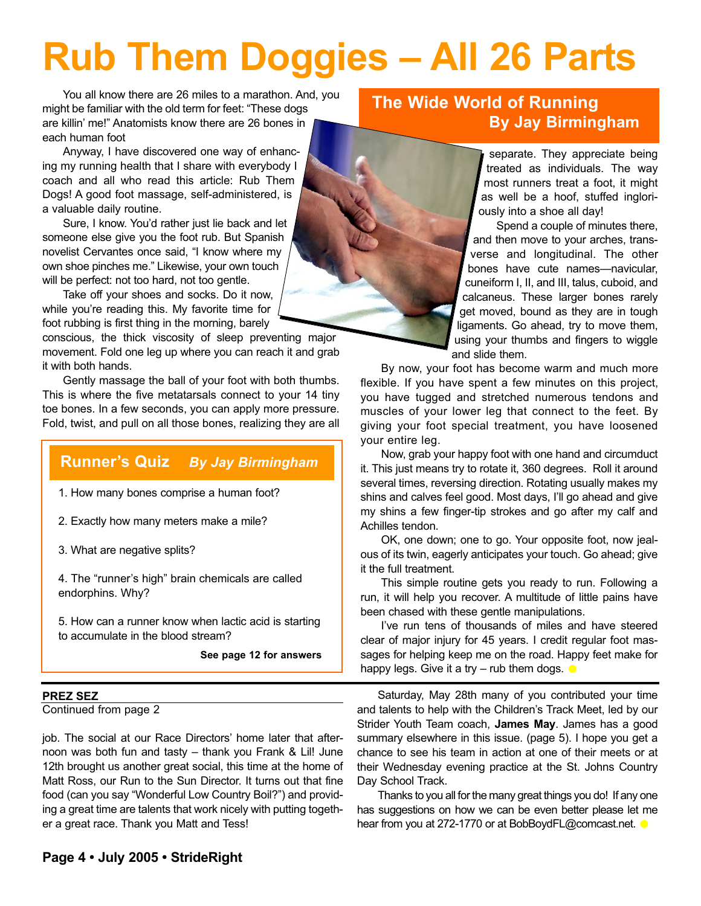# Rub Them Doggies – All 26 Parts

## The Wide World of Running
**By Jay Birmingham**

You all know there are 26 miles to a marathon. And, you might be familiar with the old term for feet: "These dogs are killin' me!" Anatomists know there are 26 bones in each human foot

Anyway, I have discovered one way of enhancing my running health that I share with everybody I coach and all who read this article: Rub Them Dogs! A good foot massage, self-administered, is a valuable daily routine.

Sure, I know. You'd rather just lie back and let someone else give you the foot rub. But Spanish novelist Cervantes once said, "I know where my own shoe pinches me." Likewise, your own touch will be perfect: not too hard, not too gentle.

Take off your shoes and socks. Do it now, while you're reading this. My favorite time for foot rubbing is first thing in the morning, barely conscious, the thick viscosity of sleep preventing major movement. Fold one leg up where you can reach it and grab it with both hands.

Gently massage the ball of your foot with both thumbs. This is where the five metatarsals connect to your 14 tiny toe bones. In a few seconds, you can apply more pressure. Fold, twist, and pull on all those bones, realizing they are all separate. They appreciate being treated as individuals. The way most runners treat a foot, it might as well be a hoof, stuffed ingloriously into a shoe all day!

Spend a couple of minutes there, and then move to your arches, transverse and longitudinal. The other bones have cute names—navicular, cuneiform I, II, and III, talus, cuboid, and calcaneus. These larger bones rarely get moved, bound as they are in tough ligaments. Go ahead, try to move them, using your thumbs and fingers to wiggle and slide them.

By now, your foot has become warm and much more flexible. If you have spent a few minutes on this project, you have tugged and stretched numerous tendons and muscles of your lower leg that connect to the feet. By giving your foot special treatment, you have loosened your entire leg.

Now, grab your happy foot with one hand and circumduct it. This just means try to rotate it, 360 degrees. Roll it around several times, reversing direction. Rotating usually makes my shins and calves feel good. Most days, I'll go ahead and give my shins a few finger-tip strokes and go after my calf and Achilles tendon.

OK, one down; one to go. Your opposite foot, now jealous of its twin, eagerly anticipates your touch. Go ahead; give it the full treatment.

This simple routine gets you ready to run. Following a run, it will help you recover. A multitude of little pains have been chased with these gentle manipulations.

I've run tens of thousands of miles and have steered clear of major injury for 45 years. I credit regular foot massages for helping keep me on the road. Happy feet make for happy legs. Give it a try – rub them dogs.

## Runner's Quiz *By Jay Birmingham*

1. How many bones comprise a human foot?

2. Exactly how many meters make a mile?

3. What are negative splits?

4. The "runner's high" brain chemicals are called endorphins. Why?

5. How can a runner know when lactic acid is starting to accumulate in the blood stream?

**See page 12 for answers**

---

**PREZ SEZ**
Continued from page 2

job. The social at our Race Directors' home later that afternoon was both fun and tasty – thank you Frank & Lil! June 12th brought us another great social, this time at the home of Matt Ross, our Run to the Sun Director. It turns out that fine food (can you say "Wonderful Low Country Boil?") and providing a great time are talents that work nicely with putting together a great race. Thank you Matt and Tess!

Saturday, May 28th many of you contributed your time and talents to help with the Children's Track Meet, led by our Strider Youth Team coach, **James May**. James has a good summary elsewhere in this issue. (page 5). I hope you get a chance to see his team in action at one of their meets or at their Wednesday evening practice at the St. Johns Country Day School Track.

Thanks to you all for the many great things you do! If any one has suggestions on how we can be even better please let me hear from you at 272-1770 or at BobBoydFL@comcast.net.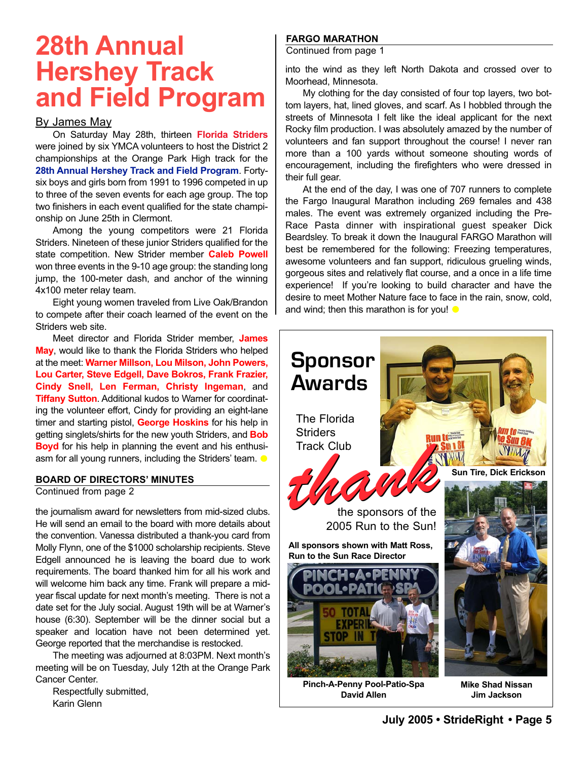# 28th Annual Hershey Track and Field Program

By James May

On Saturday May 28th, thirteen **Florida Striders** were joined by six YMCA volunteers to host the District 2 championships at the Orange Park High track for the **28th Annual Hershey Track and Field Program**. Forty-six boys and girls born from 1991 to 1996 competed in up to three of the seven events for each age group. The top two finishers in each event qualified for the state championship on June 25th in Clermont.

Among the young competitors were 21 Florida Striders. Nineteen of these junior Striders qualified for the state competition. New Strider member **Caleb Powell** won three events in the 9-10 age group: the standing long jump, the 100-meter dash, and anchor of the winning 4x100 meter relay team.

Eight young women traveled from Live Oak/Brandon to compete after their coach learned of the event on the Striders web site.

Meet director and Florida Strider member, **James May**, would like to thank the Florida Striders who helped at the meet: **Warner Millson, Lou Milson, John Powers, Lou Carter, Steve Edgell, Dave Bokros, Frank Frazier, Cindy Snell, Len Ferman, Christy Ingeman**, and **Tiffany Sutton**. Additional kudos to Warner for coordinating the volunteer effort, Cindy for providing an eight-lane timer and starting pistol, **George Hoskins** for his help in getting singlets/shirts for the new youth Striders, and **Bob Boyd** for his help in planning the event and his enthusiasm for all young runners, including the Striders' team.

## BOARD OF DIRECTORS' MINUTES

Continued from page 2

the journalism award for newsletters from mid-sized clubs. He will send an email to the board with more details about the convention. Vanessa distributed a thank-you card from Molly Flynn, one of the $1000 scholarship recipients. Steve Edgell announced he is leaving the board due to work requirements. The board thanked him for all his work and will welcome him back any time. Frank will prepare a mid-year fiscal update for next month's meeting. There is not a date set for the July social. August 19th will be at Warner's house (6:30). September will be the dinner social but a speaker and location have not been determined yet. George reported that the merchandise is restocked.

The meeting was adjourned at 8:03PM. Next month's meeting will be on Tuesday, July 12th at the Orange Park Cancer Center.

Respectfully submitted,
Karin Glenn

## FARGO MARATHON

Continued from page 1

into the wind as they left North Dakota and crossed over to Moorhead, Minnesota.

My clothing for the day consisted of four top layers, two bottom layers, hat, lined gloves, and scarf. As I hobbled through the streets of Minnesota I felt like the ideal applicant for the next Rocky film production. I was absolutely amazed by the number of volunteers and fan support throughout the course! I never ran more than a 100 yards without someone shouting words of encouragement, including the firefighters who were dressed in their full gear.

At the end of the day, I was one of 707 runners to complete the Fargo Inaugural Marathon including 269 females and 438 males. The event was extremely organized including the Pre-Race Pasta dinner with inspirational guest speaker Dick Beardsley. To break it down the Inaugural FARGO Marathon will best be remembered for the following: Freezing temperatures, awesome volunteers and fan support, ridiculous grueling winds, gorgeous sites and relatively flat course, and a once in a life time experience! If you're looking to build character and have the desire to meet Mother Nature face to face in the rain, snow, cold, and wind; then this marathon is for you!

## Sponsor Awards

The Florida Striders Track Club *thank* the sponsors of the 2005 Run to the Sun!

**All sponsors shown with Matt Ross, Run to the Sun Race Director**

**Sun Tire, Dick Erickson**

**Pinch-A-Penny Pool-Patio-Spa David Allen**

**Mike Shad Nissan Jim Jackson**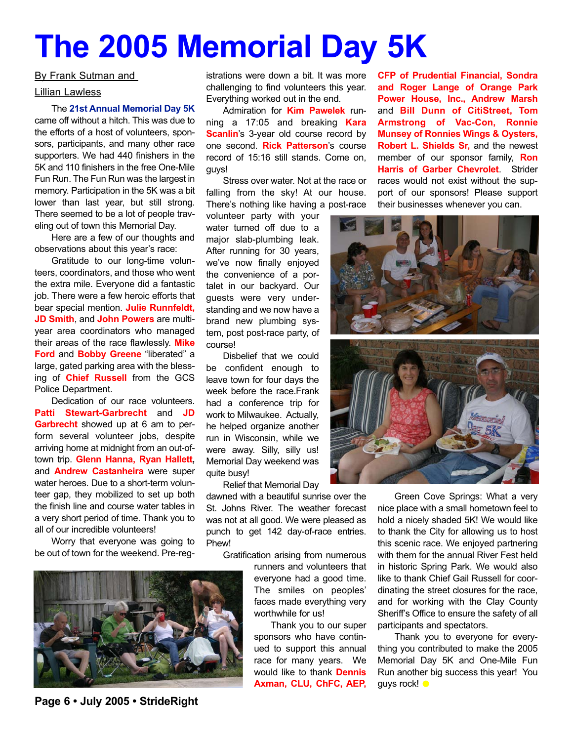# The 2005 Memorial Day 5K

By Frank Sutman and Lillian Lawless

The **21st Annual Memorial Day 5K** came off without a hitch. This was due to the efforts of a host of volunteers, sponsors, participants, and many other race supporters. We had 440 finishers in the 5K and 110 finishers in the free One-Mile Fun Run. The Fun Run was the largest in memory. Participation in the 5K was a bit lower than last year, but still strong. There seemed to be a lot of people traveling out of town this Memorial Day.

Here are a few of our thoughts and observations about this year's race:

Gratitude to our long-time volunteers, coordinators, and those who went the extra mile. Everyone did a fantastic job. There were a few heroic efforts that bear special mention. **Julie Runnfeldt, JD Smith**, and **John Powers** are multi-year area coordinators who managed their areas of the race flawlessly. **Mike Ford** and **Bobby Greene** "liberated" a large, gated parking area with the blessing of **Chief Russell** from the GCS Police Department.

Dedication of our race volunteers. **Patti Stewart-Garbrecht** and **JD Garbrecht** showed up at 6 am to perform several volunteer jobs, despite arriving home at midnight from an out-of-town trip. **Glenn Hanna, Ryan Hallett,** and **Andrew Castanheira** were super water heroes. Due to a short-term volunteer gap, they mobilized to set up both the finish line and course water tables in a very short period of time. Thank you to all of our incredible volunteers!

Worry that everyone was going to be out of town for the weekend. Pre-registrations were down a bit. It was more challenging to find volunteers this year. Everything worked out in the end.

Admiration for **Kim Pawelek** running a 17:05 and breaking **Kara Scanlin**'s 3-year old course record by one second. **Rick Patterson**'s course record of 15:16 still stands. Come on, guys!

Stress over water. Not at the race or falling from the sky! At our house. There's nothing like having a post-race volunteer party with your water turned off due to a major slab-plumbing leak. After running for 30 years, we've now finally enjoyed the convenience of a portalet in our backyard. Our guests were very understanding and we now have a brand new plumbing system, post post-race party, of course!

Disbelief that we could be confident enough to leave town for four days the week before the race.Frank had a conference trip for work to Milwaukee. Actually, he helped organize another run in Wisconsin, while we were away. Silly, silly us! Memorial Day weekend was quite busy!

Relief that Memorial Day dawned with a beautiful sunrise over the St. Johns River. The weather forecast was not at all good. We were pleased as punch to get 142 day-of-race entries. Phew!

Gratification arising from numerous runners and volunteers that everyone had a good time. The smiles on peoples' faces made everything very worthwhile for us!

Thank you to our super sponsors who have continued to support this annual race for many years. We would like to thank **Dennis Axman, CLU, ChFC, AEP, CFP of Prudential Financial, Sondra and Roger Lange of Orange Park Power House, Inc., Andrew Marsh** and **Bill Dunn of CitiStreet, Tom Armstrong of Vac-Con, Ronnie Munsey of Ronnies Wings & Oysters, Robert L. Shields Sr,** and the newest member of our sponsor family, **Ron Harris of Garber Chevrolet**. Strider races would not exist without the support of our sponsors! Please support their businesses whenever you can.

Green Cove Springs: What a very nice place with a small hometown feel to hold a nicely shaded 5K! We would like to thank the City for allowing us to host this scenic race. We enjoyed partnering with them for the annual River Fest held in historic Spring Park. We would also like to thank Chief Gail Russell for coordinating the street closures for the race, and for working with the Clay County Sheriff's Office to ensure the safety of all participants and spectators.

Thank you to everyone for everything you contributed to make the 2005 Memorial Day 5K and One-Mile Fun Run another big success this year! You guys rock!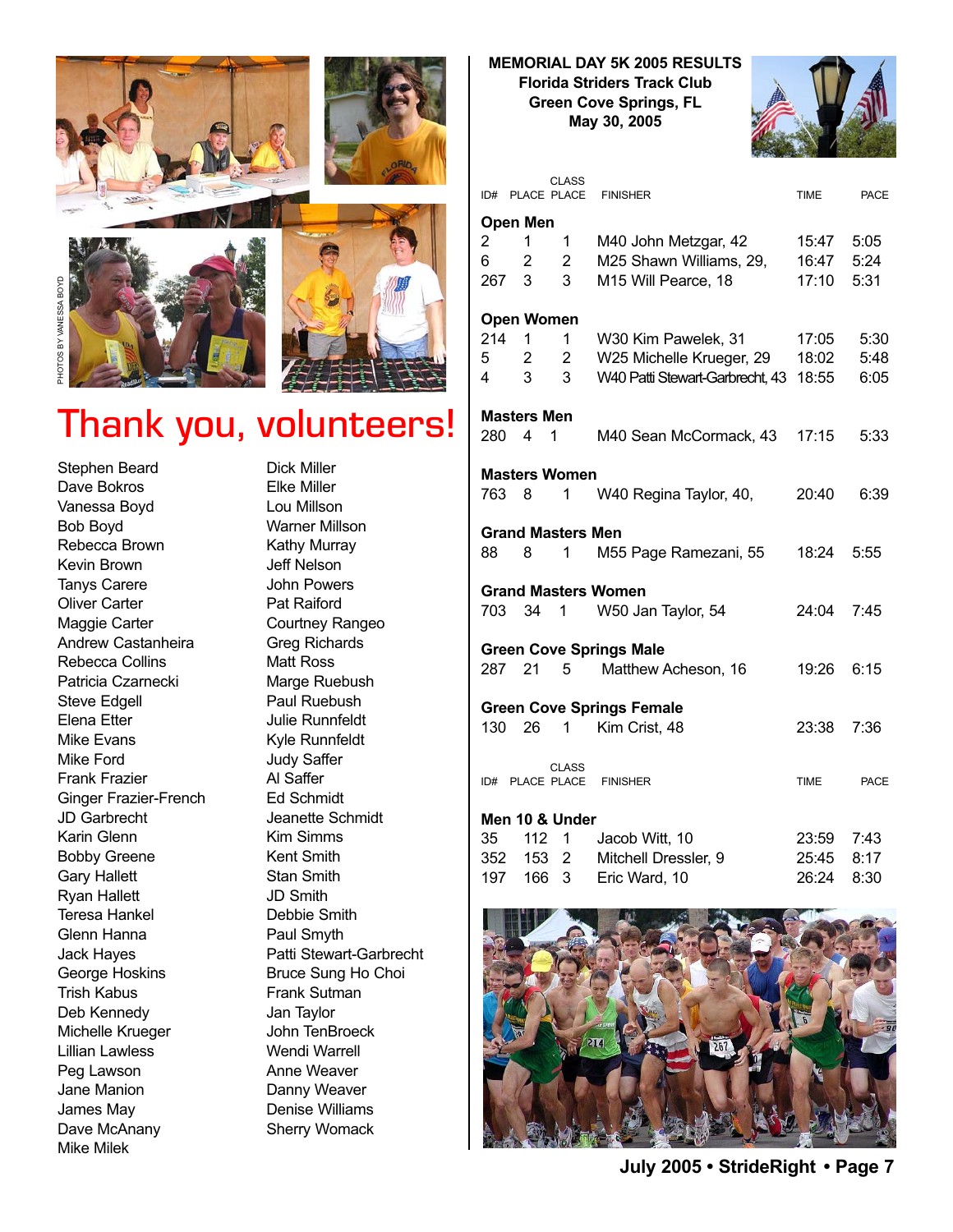PHOTOS BY VANESSA BOYD

# Thank you, volunteers!

Stephen Beard
Dave Bokros
Vanessa Boyd
Bob Boyd
Rebecca Brown
Kevin Brown
Tanys Carere
Oliver Carter
Maggie Carter
Andrew Castanheira
Rebecca Collins
Patricia Czarnecki
Steve Edgell
Elena Etter
Mike Evans
Mike Ford
Frank Frazier
Ginger Frazier-French
JD Garbrecht
Karin Glenn
Bobby Greene
Gary Hallett
Ryan Hallett
Teresa Hankel
Glenn Hanna
Jack Hayes
George Hoskins
Trish Kabus
Deb Kennedy
Michelle Krueger
Lillian Lawless
Peg Lawson
Jane Manion
James May
Dave McAnany
Mike Milek
Dick Miller
Elke Miller
Lou Millson
Warner Millson
Kathy Murray
Jeff Nelson
John Powers
Pat Raiford
Courtney Rangeo
Greg Richards
Matt Ross
Marge Ruebush
Paul Ruebush
Julie Runnfeldt
Kyle Runnfeldt
Judy Saffer
Al Saffer
Ed Schmidt
Jeanette Schmidt
Kim Simms
Kent Smith
Stan Smith
JD Smith
Debbie Smith
Paul Smyth
Patti Stewart-Garbrecht
Bruce Sung Ho Choi
Frank Sutman
Jan Taylor
John TenBroeck
Wendi Warrell
Anne Weaver
Danny Weaver
Denise Williams
Sherry Womack

## MEMORIAL DAY 5K 2005 RESULTS
**Florida Striders Track Club**
**Green Cove Springs, FL**
**May 30, 2005**

| ID# | PLACE | CLASS PLACE | FINISHER | TIME | PACE |
|---|---|---|---|---|---|
| **Open Men** | | | | | |
| 2 | 1 | 1 | M40 John Metzgar, 42 | 15:47 | 5:05 |
| 6 | 2 | 2 | M25 Shawn Williams, 29, | 16:47 | 5:24 |
| 267 | 3 | 3 | M15 Will Pearce, 18 | 17:10 | 5:31 |
| **Open Women** | | | | | |
| 214 | 1 | 1 | W30 Kim Pawelek, 31 | 17:05 | 5:30 |
| 5 | 2 | 2 | W25 Michelle Krueger, 29 | 18:02 | 5:48 |
| 4 | 3 | 3 | W40 Patti Stewart-Garbrecht, 43 | 18:55 | 6:05 |
| **Masters Men** | | | | | |
| 280 | 4 | 1 | M40 Sean McCormack, 43 | 17:15 | 5:33 |
| **Masters Women** | | | | | |
| 763 | 8 | 1 | W40 Regina Taylor, 40, | 20:40 | 6:39 |
| **Grand Masters Men** | | | | | |
| 88 | 8 | 1 | M55 Page Ramezani, 55 | 18:24 | 5:55 |
| **Grand Masters Women** | | | | | |
| 703 | 34 | 1 | W50 Jan Taylor, 54 | 24:04 | 7:45 |
| **Green Cove Springs Male** | | | | | |
| 287 | 21 | 5 | Matthew Acheson, 16 | 19:26 | 6:15 |
| **Green Cove Springs Female** | | | | | |
| 130 | 26 | 1 | Kim Crist, 48 | 23:38 | 7:36 |

| ID# | PLACE | CLASS PLACE | FINISHER | TIME | PACE |
|---|---|---|---|---|---|
| **Men 10 & Under** | | | | | |
| 35 | 112 | 1 | Jacob Witt, 10 | 23:59 | 7:43 |
| 352 | 153 | 2 | Mitchell Dressler, 9 | 25:45 | 8:17 |
| 197 | 166 | 3 | Eric Ward, 10 | 26:24 | 8:30 |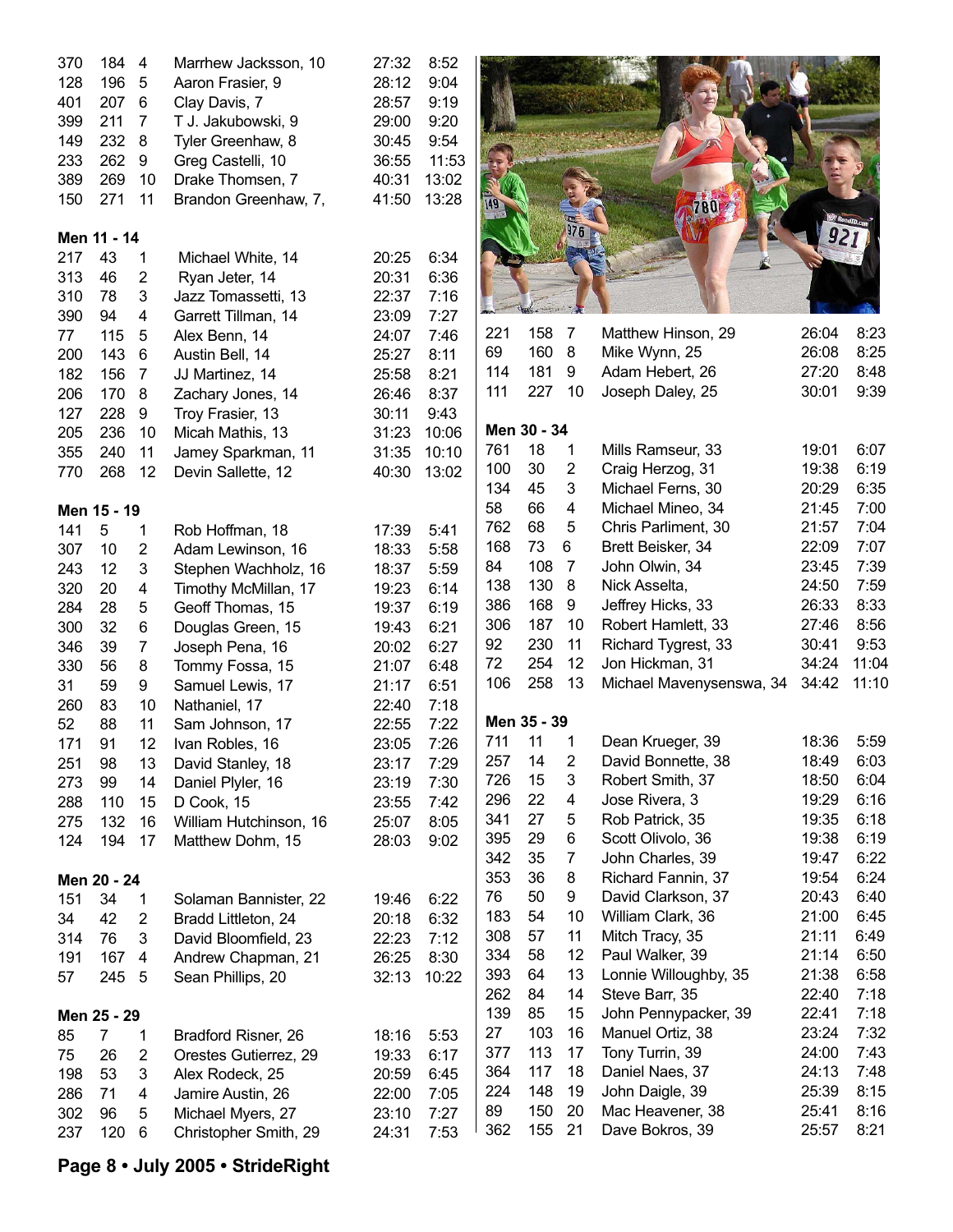| | | | | | |
|---|---|---|---|---|---|
| 370 | 184 | 4 | Marrhew Jacksson, 10 | 27:32 | 8:52 |
| 128 | 196 | 5 | Aaron Frasier, 9 | 28:12 | 9:04 |
| 401 | 207 | 6 | Clay Davis, 7 | 28:57 | 9:19 |
| 399 | 211 | 7 | T J. Jakubowski, 9 | 29:00 | 9:20 |
| 149 | 232 | 8 | Tyler Greenhaw, 8 | 30:45 | 9:54 |
| 233 | 262 | 9 | Greg Castelli, 10 | 36:55 | 11:53 |
| 389 | 269 | 10 | Drake Thomsen, 7 | 40:31 | 13:02 |
| 150 | 271 | 11 | Brandon Greenhaw, 7, | 41:50 | 13:28 |

**Men 11 - 14**

| | | | | | |
|---|---|---|---|---|---|
| 217 | 43 | 1 | Michael White, 14 | 20:25 | 6:34 |
| 313 | 46 | 2 | Ryan Jeter, 14 | 20:31 | 6:36 |
| 310 | 78 | 3 | Jazz Tomassetti, 13 | 22:37 | 7:16 |
| 390 | 94 | 4 | Garrett Tillman, 14 | 23:09 | 7:27 |
| 77 | 115 | 5 | Alex Benn, 14 | 24:07 | 7:46 |
| 200 | 143 | 6 | Austin Bell, 14 | 25:27 | 8:11 |
| 182 | 156 | 7 | JJ Martinez, 14 | 25:58 | 8:21 |
| 206 | 170 | 8 | Zachary Jones, 14 | 26:46 | 8:37 |
| 127 | 228 | 9 | Troy Frasier, 13 | 30:11 | 9:43 |
| 205 | 236 | 10 | Micah Mathis, 13 | 31:23 | 10:06 |
| 355 | 240 | 11 | Jamey Sparkman, 11 | 31:35 | 10:10 |
| 770 | 268 | 12 | Devin Sallette, 12 | 40:30 | 13:02 |

**Men 15 - 19**

| | | | | | |
|---|---|---|---|---|---|
| 141 | 5 | 1 | Rob Hoffman, 18 | 17:39 | 5:41 |
| 307 | 10 | 2 | Adam Lewinson, 16 | 18:33 | 5:58 |
| 243 | 12 | 3 | Stephen Wachholz, 16 | 18:37 | 5:59 |
| 320 | 20 | 4 | Timothy McMillan, 17 | 19:23 | 6:14 |
| 284 | 28 | 5 | Geoff Thomas, 15 | 19:37 | 6:19 |
| 300 | 32 | 6 | Douglas Green, 15 | 19:43 | 6:21 |
| 346 | 39 | 7 | Joseph Pena, 16 | 20:02 | 6:27 |
| 330 | 56 | 8 | Tommy Fossa, 15 | 21:07 | 6:48 |
| 31 | 59 | 9 | Samuel Lewis, 17 | 21:17 | 6:51 |
| 260 | 83 | 10 | Nathaniel, 17 | 22:40 | 7:18 |
| 52 | 88 | 11 | Sam Johnson, 17 | 22:55 | 7:22 |
| 171 | 91 | 12 | Ivan Robles, 16 | 23:05 | 7:26 |
| 251 | 98 | 13 | David Stanley, 18 | 23:17 | 7:29 |
| 273 | 99 | 14 | Daniel Plyler, 16 | 23:19 | 7:30 |
| 288 | 110 | 15 | D Cook, 15 | 23:55 | 7:42 |
| 275 | 132 | 16 | William Hutchinson, 16 | 25:07 | 8:05 |
| 124 | 194 | 17 | Matthew Dohm, 15 | 28:03 | 9:02 |

**Men 20 - 24**

| | | | | | |
|---|---|---|---|---|---|
| 151 | 34 | 1 | Solaman Bannister, 22 | 19:46 | 6:22 |
| 34 | 42 | 2 | Bradd Littleton, 24 | 20:18 | 6:32 |
| 314 | 76 | 3 | David Bloomfield, 23 | 22:23 | 7:12 |
| 191 | 167 | 4 | Andrew Chapman, 21 | 26:25 | 8:30 |
| 57 | 245 | 5 | Sean Phillips, 20 | 32:13 | 10:22 |

**Men 25 - 29**

| | | | | | |
|---|---|---|---|---|---|
| 85 | 7 | 1 | Bradford Risner, 26 | 18:16 | 5:53 |
| 75 | 26 | 2 | Orestes Gutierrez, 29 | 19:33 | 6:17 |
| 198 | 53 | 3 | Alex Rodeck, 25 | 20:59 | 6:45 |
| 286 | 71 | 4 | Jamire Austin, 26 | 22:00 | 7:05 |
| 302 | 96 | 5 | Michael Myers, 27 | 23:10 | 7:27 |
| 237 | 120 | 6 | Christopher Smith, 29 | 24:31 | 7:53 |
| 221 | 158 | 7 | Matthew Hinson, 29 | 26:04 | 8:23 |
| 69 | 160 | 8 | Mike Wynn, 25 | 26:08 | 8:25 |
| 114 | 181 | 9 | Adam Hebert, 26 | 27:20 | 8:48 |
| 111 | 227 | 10 | Joseph Daley, 25 | 30:01 | 9:39 |

**Men 30 - 34**

| | | | | | |
|---|---|---|---|---|---|
| 761 | 18 | 1 | Mills Ramseur, 33 | 19:01 | 6:07 |
| 100 | 30 | 2 | Craig Herzog, 31 | 19:38 | 6:19 |
| 134 | 45 | 3 | Michael Ferns, 30 | 20:29 | 6:35 |
| 58 | 66 | 4 | Michael Mineo, 34 | 21:45 | 7:00 |
| 762 | 68 | 5 | Chris Parliment, 30 | 21:57 | 7:04 |
| 168 | 73 | 6 | Brett Beisker, 34 | 22:09 | 7:07 |
| 84 | 108 | 7 | John Olwin, 34 | 23:45 | 7:39 |
| 138 | 130 | 8 | Nick Asselta, | 24:50 | 7:59 |
| 386 | 168 | 9 | Jeffrey Hicks, 33 | 26:33 | 8:33 |
| 306 | 187 | 10 | Robert Hamlett, 33 | 27:46 | 8:56 |
| 92 | 230 | 11 | Richard Tygrest, 33 | 30:41 | 9:53 |
| 72 | 254 | 12 | Jon Hickman, 31 | 34:24 | 11:04 |
| 106 | 258 | 13 | Michael Mavenysenswa, 34 | 34:42 | 11:10 |

**Men 35 - 39**

| | | | | | |
|---|---|---|---|---|---|
| 711 | 11 | 1 | Dean Krueger, 39 | 18:36 | 5:59 |
| 257 | 14 | 2 | David Bonnette, 38 | 18:49 | 6:03 |
| 726 | 15 | 3 | Robert Smith, 37 | 18:50 | 6:04 |
| 296 | 22 | 4 | Jose Rivera, 3 | 19:29 | 6:16 |
| 341 | 27 | 5 | Rob Patrick, 35 | 19:35 | 6:18 |
| 395 | 29 | 6 | Scott Olivolo, 36 | 19:38 | 6:19 |
| 342 | 35 | 7 | John Charles, 39 | 19:47 | 6:22 |
| 353 | 36 | 8 | Richard Fannin, 37 | 19:54 | 6:24 |
| 76 | 50 | 9 | David Clarkson, 37 | 20:43 | 6:40 |
| 183 | 54 | 10 | William Clark, 36 | 21:00 | 6:45 |
| 308 | 57 | 11 | Mitch Tracy, 35 | 21:11 | 6:49 |
| 334 | 58 | 12 | Paul Walker, 39 | 21:14 | 6:50 |
| 393 | 64 | 13 | Lonnie Willoughby, 35 | 21:38 | 6:58 |
| 262 | 84 | 14 | Steve Barr, 35 | 22:40 | 7:18 |
| 139 | 85 | 15 | John Pennypacker, 39 | 22:41 | 7:18 |
| 27 | 103 | 16 | Manuel Ortiz, 38 | 23:24 | 7:32 |
| 377 | 113 | 17 | Tony Turrin, 39 | 24:00 | 7:43 |
| 364 | 117 | 18 | Daniel Naes, 37 | 24:13 | 7:48 |
| 224 | 148 | 19 | John Daigle, 39 | 25:39 | 8:15 |
| 89 | 150 | 20 | Mac Heavener, 38 | 25:41 | 8:16 |
| 362 | 155 | 21 | Dave Bokros, 39 | 25:57 | 8:21 |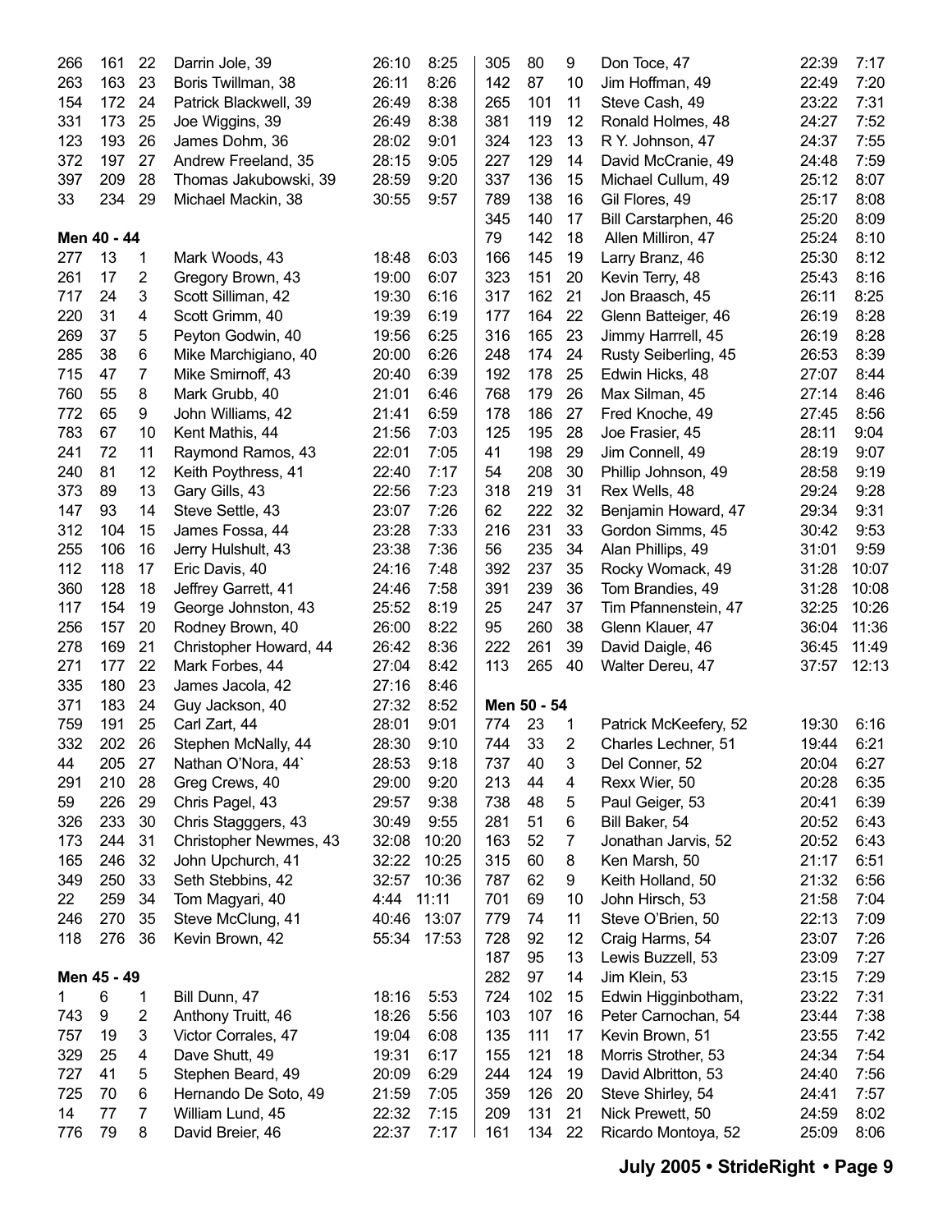| | | | | | |
|---|---|---|---|---|---|
| 266 | 161 | 22 | Darrin Jole, 39 | 26:10 | 8:25 |
| 263 | 163 | 23 | Boris Twillman, 38 | 26:11 | 8:26 |
| 154 | 172 | 24 | Patrick Blackwell, 39 | 26:49 | 8:38 |
| 331 | 173 | 25 | Joe Wiggins, 39 | 26:49 | 8:38 |
| 123 | 193 | 26 | James Dohm, 36 | 28:02 | 9:01 |
| 372 | 197 | 27 | Andrew Freeland, 35 | 28:15 | 9:05 |
| 397 | 209 | 28 | Thomas Jakubowski, 39 | 28:59 | 9:20 |
| 33 | 234 | 29 | Michael Mackin, 38 | 30:55 | 9:57 |

**Men 40 - 44**

| | | | | | |
|---|---|---|---|---|---|
| 277 | 13 | 1 | Mark Woods, 43 | 18:48 | 6:03 |
| 261 | 17 | 2 | Gregory Brown, 43 | 19:00 | 6:07 |
| 717 | 24 | 3 | Scott Silliman, 42 | 19:30 | 6:16 |
| 220 | 31 | 4 | Scott Grimm, 40 | 19:39 | 6:19 |
| 269 | 37 | 5 | Peyton Godwin, 40 | 19:56 | 6:25 |
| 285 | 38 | 6 | Mike Marchigiano, 40 | 20:00 | 6:26 |
| 715 | 47 | 7 | Mike Smirnoff, 43 | 20:40 | 6:39 |
| 760 | 55 | 8 | Mark Grubb, 40 | 21:01 | 6:46 |
| 772 | 65 | 9 | John Williams, 42 | 21:41 | 6:59 |
| 783 | 67 | 10 | Kent Mathis, 44 | 21:56 | 7:03 |
| 241 | 72 | 11 | Raymond Ramos, 43 | 22:01 | 7:05 |
| 240 | 81 | 12 | Keith Poythress, 41 | 22:40 | 7:17 |
| 373 | 89 | 13 | Gary Gills, 43 | 22:56 | 7:23 |
| 147 | 93 | 14 | Steve Settle, 43 | 23:07 | 7:26 |
| 312 | 104 | 15 | James Fossa, 44 | 23:28 | 7:33 |
| 255 | 106 | 16 | Jerry Hulshult, 43 | 23:38 | 7:36 |
| 112 | 118 | 17 | Eric Davis, 40 | 24:16 | 7:48 |
| 360 | 128 | 18 | Jeffrey Garrett, 41 | 24:46 | 7:58 |
| 117 | 154 | 19 | George Johnston, 43 | 25:52 | 8:19 |
| 256 | 157 | 20 | Rodney Brown, 40 | 26:00 | 8:22 |
| 278 | 169 | 21 | Christopher Howard, 44 | 26:42 | 8:36 |
| 271 | 177 | 22 | Mark Forbes, 44 | 27:04 | 8:42 |
| 335 | 180 | 23 | James Jacola, 42 | 27:16 | 8:46 |
| 371 | 183 | 24 | Guy Jackson, 40 | 27:32 | 8:52 |
| 759 | 191 | 25 | Carl Zart, 44 | 28:01 | 9:01 |
| 332 | 202 | 26 | Stephen McNally, 44 | 28:30 | 9:10 |
| 44 | 205 | 27 | Nathan O'Nora, 44` | 28:53 | 9:18 |
| 291 | 210 | 28 | Greg Crews, 40 | 29:00 | 9:20 |
| 59 | 226 | 29 | Chris Pagel, 43 | 29:57 | 9:38 |
| 326 | 233 | 30 | Chris Stagggers, 43 | 30:49 | 9:55 |
| 173 | 244 | 31 | Christopher Newmes, 43 | 32:08 | 10:20 |
| 165 | 246 | 32 | John Upchurch, 41 | 32:22 | 10:25 |
| 349 | 250 | 33 | Seth Stebbins, 42 | 32:57 | 10:36 |
| 22 | 259 | 34 | Tom Magyari, 40 | 4:44 | 11:11 |
| 246 | 270 | 35 | Steve McClung, 41 | 40:46 | 13:07 |
| 118 | 276 | 36 | Kevin Brown, 42 | 55:34 | 17:53 |

**Men 45 - 49**

| | | | | | |
|---|---|---|---|---|---|
| 1 | 6 | 1 | Bill Dunn, 47 | 18:16 | 5:53 |
| 743 | 9 | 2 | Anthony Truitt, 46 | 18:26 | 5:56 |
| 757 | 19 | 3 | Victor Corrales, 47 | 19:04 | 6:08 |
| 329 | 25 | 4 | Dave Shutt, 49 | 19:31 | 6:17 |
| 727 | 41 | 5 | Stephen Beard, 49 | 20:09 | 6:29 |
| 725 | 70 | 6 | Hernando De Soto, 49 | 21:59 | 7:05 |
| 14 | 77 | 7 | William Lund, 45 | 22:32 | 7:15 |
| 776 | 79 | 8 | David Breier, 46 | 22:37 | 7:17 |
| 305 | 80 | 9 | Don Toce, 47 | 22:39 | 7:17 |
| 142 | 87 | 10 | Jim Hoffman, 49 | 22:49 | 7:20 |
| 265 | 101 | 11 | Steve Cash, 49 | 23:22 | 7:31 |
| 381 | 119 | 12 | Ronald Holmes, 48 | 24:27 | 7:52 |
| 324 | 123 | 13 | R Y. Johnson, 47 | 24:37 | 7:55 |
| 227 | 129 | 14 | David McCranie, 49 | 24:48 | 7:59 |
| 337 | 136 | 15 | Michael Cullum, 49 | 25:12 | 8:07 |
| 789 | 138 | 16 | Gil Flores, 49 | 25:17 | 8:08 |
| 345 | 140 | 17 | Bill Carstarphen, 46 | 25:20 | 8:09 |
| 79 | 142 | 18 | Allen Milliron, 47 | 25:24 | 8:10 |
| 166 | 145 | 19 | Larry Branz, 46 | 25:30 | 8:12 |
| 323 | 151 | 20 | Kevin Terry, 48 | 25:43 | 8:16 |
| 317 | 162 | 21 | Jon Braasch, 45 | 26:11 | 8:25 |
| 177 | 164 | 22 | Glenn Batteiger, 46 | 26:19 | 8:28 |
| 316 | 165 | 23 | Jimmy Harrrell, 45 | 26:19 | 8:28 |
| 248 | 174 | 24 | Rusty Seiberling, 45 | 26:53 | 8:39 |
| 192 | 178 | 25 | Edwin Hicks, 48 | 27:07 | 8:44 |
| 768 | 179 | 26 | Max Silman, 45 | 27:14 | 8:46 |
| 178 | 186 | 27 | Fred Knoche, 49 | 27:45 | 8:56 |
| 125 | 195 | 28 | Joe Frasier, 45 | 28:11 | 9:04 |
| 41 | 198 | 29 | Jim Connell, 49 | 28:19 | 9:07 |
| 54 | 208 | 30 | Phillip Johnson, 49 | 28:58 | 9:19 |
| 318 | 219 | 31 | Rex Wells, 48 | 29:24 | 9:28 |
| 62 | 222 | 32 | Benjamin Howard, 47 | 29:34 | 9:31 |
| 216 | 231 | 33 | Gordon Simms, 45 | 30:42 | 9:53 |
| 56 | 235 | 34 | Alan Phillips, 49 | 31:01 | 9:59 |
| 392 | 237 | 35 | Rocky Womack, 49 | 31:28 | 10:07 |
| 391 | 239 | 36 | Tom Brandies, 49 | 31:28 | 10:08 |
| 25 | 247 | 37 | Tim Pfannenstein, 47 | 32:25 | 10:26 |
| 95 | 260 | 38 | Glenn Klauer, 47 | 36:04 | 11:36 |
| 222 | 261 | 39 | David Daigle, 46 | 36:45 | 11:49 |
| 113 | 265 | 40 | Walter Dereu, 47 | 37:57 | 12:13 |

**Men 50 - 54**

| | | | | | |
|---|---|---|---|---|---|
| 774 | 23 | 1 | Patrick McKeefery, 52 | 19:30 | 6:16 |
| 744 | 33 | 2 | Charles Lechner, 51 | 19:44 | 6:21 |
| 737 | 40 | 3 | Del Conner, 52 | 20:04 | 6:27 |
| 213 | 44 | 4 | Rexx Wier, 50 | 20:28 | 6:35 |
| 738 | 48 | 5 | Paul Geiger, 53 | 20:41 | 6:39 |
| 281 | 51 | 6 | Bill Baker, 54 | 20:52 | 6:43 |
| 163 | 52 | 7 | Jonathan Jarvis, 52 | 20:52 | 6:43 |
| 315 | 60 | 8 | Ken Marsh, 50 | 21:17 | 6:51 |
| 787 | 62 | 9 | Keith Holland, 50 | 21:32 | 6:56 |
| 701 | 69 | 10 | John Hirsch, 53 | 21:58 | 7:04 |
| 779 | 74 | 11 | Steve O'Brien, 50 | 22:13 | 7:09 |
| 728 | 92 | 12 | Craig Harms, 54 | 23:07 | 7:26 |
| 187 | 95 | 13 | Lewis Buzzell, 53 | 23:09 | 7:27 |
| 282 | 97 | 14 | Jim Klein, 53 | 23:15 | 7:29 |
| 724 | 102 | 15 | Edwin Higginbotham, | 23:22 | 7:31 |
| 103 | 107 | 16 | Peter Carnochan, 54 | 23:44 | 7:38 |
| 135 | 111 | 17 | Kevin Brown, 51 | 23:55 | 7:42 |
| 155 | 121 | 18 | Morris Strother, 53 | 24:34 | 7:54 |
| 244 | 124 | 19 | David Albritton, 53 | 24:40 | 7:56 |
| 359 | 126 | 20 | Steve Shirley, 54 | 24:41 | 7:57 |
| 209 | 131 | 21 | Nick Prewett, 50 | 24:59 | 8:02 |
| 161 | 134 | 22 | Ricardo Montoya, 52 | 25:09 | 8:06 |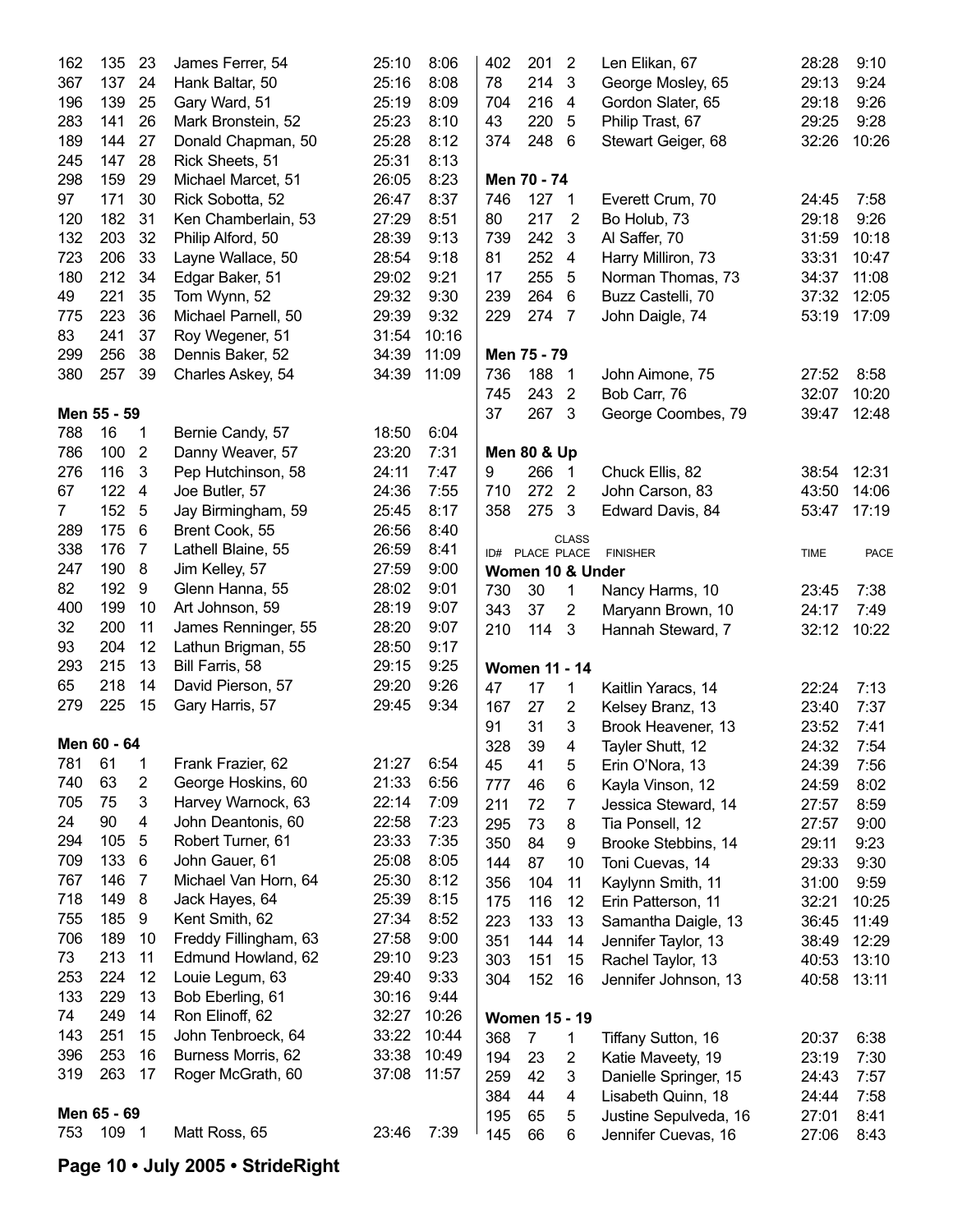| ID# | PLACE | CLASS PLACE | FINISHER | TIME | PACE |
|---|---|---|---|---|---|
| 162 | 135 | 23 | James Ferrer, 54 | 25:10 | 8:06 |
| 367 | 137 | 24 | Hank Baltar, 50 | 25:16 | 8:08 |
| 196 | 139 | 25 | Gary Ward, 51 | 25:19 | 8:09 |
| 283 | 141 | 26 | Mark Bronstein, 52 | 25:23 | 8:10 |
| 189 | 144 | 27 | Donald Chapman, 50 | 25:28 | 8:12 |
| 245 | 147 | 28 | Rick Sheets, 51 | 25:31 | 8:13 |
| 298 | 159 | 29 | Michael Marcet, 51 | 26:05 | 8:23 |
| 97 | 171 | 30 | Rick Sobotta, 52 | 26:47 | 8:37 |
| 120 | 182 | 31 | Ken Chamberlain, 53 | 27:29 | 8:51 |
| 132 | 203 | 32 | Philip Alford, 50 | 28:39 | 9:13 |
| 723 | 206 | 33 | Layne Wallace, 50 | 28:54 | 9:18 |
| 180 | 212 | 34 | Edgar Baker, 51 | 29:02 | 9:21 |
| 49 | 221 | 35 | Tom Wynn, 52 | 29:32 | 9:30 |
| 775 | 223 | 36 | Michael Parnell, 50 | 29:39 | 9:32 |
| 83 | 241 | 37 | Roy Wegener, 51 | 31:54 | 10:16 |
| 299 | 256 | 38 | Dennis Baker, 52 | 34:39 | 11:09 |
| 380 | 257 | 39 | Charles Askey, 54 | 34:39 | 11:09 |

**Men 55 - 59**

| ID# | PLACE | CLASS PLACE | FINISHER | TIME | PACE |
|---|---|---|---|---|---|
| 788 | 16 | 1 | Bernie Candy, 57 | 18:50 | 6:04 |
| 786 | 100 | 2 | Danny Weaver, 57 | 23:20 | 7:31 |
| 276 | 116 | 3 | Pep Hutchinson, 58 | 24:11 | 7:47 |
| 67 | 122 | 4 | Joe Butler, 57 | 24:36 | 7:55 |
| 7 | 152 | 5 | Jay Birmingham, 59 | 25:45 | 8:17 |
| 289 | 175 | 6 | Brent Cook, 55 | 26:56 | 8:40 |
| 338 | 176 | 7 | Lathell Blaine, 55 | 26:59 | 8:41 |
| 247 | 190 | 8 | Jim Kelley, 57 | 27:59 | 9:00 |
| 82 | 192 | 9 | Glenn Hanna, 55 | 28:02 | 9:01 |
| 400 | 199 | 10 | Art Johnson, 59 | 28:19 | 9:07 |
| 32 | 200 | 11 | James Renninger, 55 | 28:20 | 9:07 |
| 93 | 204 | 12 | Lathun Brigman, 55 | 28:50 | 9:17 |
| 293 | 215 | 13 | Bill Farris, 58 | 29:15 | 9:25 |
| 65 | 218 | 14 | David Pierson, 57 | 29:20 | 9:26 |
| 279 | 225 | 15 | Gary Harris, 57 | 29:45 | 9:34 |

**Men 60 - 64**

| ID# | PLACE | CLASS PLACE | FINISHER | TIME | PACE |
|---|---|---|---|---|---|
| 781 | 61 | 1 | Frank Frazier, 62 | 21:27 | 6:54 |
| 740 | 63 | 2 | George Hoskins, 60 | 21:33 | 6:56 |
| 705 | 75 | 3 | Harvey Warnock, 63 | 22:14 | 7:09 |
| 24 | 90 | 4 | John Deantonis, 60 | 22:58 | 7:23 |
| 294 | 105 | 5 | Robert Turner, 61 | 23:33 | 7:35 |
| 709 | 133 | 6 | John Gauer, 61 | 25:08 | 8:05 |
| 767 | 146 | 7 | Michael Van Horn, 64 | 25:30 | 8:12 |
| 718 | 149 | 8 | Jack Hayes, 64 | 25:39 | 8:15 |
| 755 | 185 | 9 | Kent Smith, 62 | 27:34 | 8:52 |
| 706 | 189 | 10 | Freddy Fillingham, 63 | 27:58 | 9:00 |
| 73 | 213 | 11 | Edmund Howland, 62 | 29:10 | 9:23 |
| 253 | 224 | 12 | Louie Legum, 63 | 29:40 | 9:33 |
| 133 | 229 | 13 | Bob Eberling, 61 | 30:16 | 9:44 |
| 74 | 249 | 14 | Ron Elinoff, 62 | 32:27 | 10:26 |
| 143 | 251 | 15 | John Tenbroeck, 64 | 33:22 | 10:44 |
| 396 | 253 | 16 | Burness Morris, 62 | 33:38 | 10:49 |
| 319 | 263 | 17 | Roger McGrath, 60 | 37:08 | 11:57 |

**Men 65 - 69**

| ID# | PLACE | CLASS PLACE | FINISHER | TIME | PACE |
|---|---|---|---|---|---|
| 753 | 109 | 1 | Matt Ross, 65 | 23:46 | 7:39 |
| 402 | 201 | 2 | Len Elikan, 67 | 28:28 | 9:10 |
| 78 | 214 | 3 | George Mosley, 65 | 29:13 | 9:24 |
| 704 | 216 | 4 | Gordon Slater, 65 | 29:18 | 9:26 |
| 43 | 220 | 5 | Philip Trast, 67 | 29:25 | 9:28 |
| 374 | 248 | 6 | Stewart Geiger, 68 | 32:26 | 10:26 |

**Men 70 - 74**

| ID# | PLACE | CLASS PLACE | FINISHER | TIME | PACE |
|---|---|---|---|---|---|
| 746 | 127 | 1 | Everett Crum, 70 | 24:45 | 7:58 |
| 80 | 217 | 2 | Bo Holub, 73 | 29:18 | 9:26 |
| 739 | 242 | 3 | Al Saffer, 70 | 31:59 | 10:18 |
| 81 | 252 | 4 | Harry Milliron, 73 | 33:31 | 10:47 |
| 17 | 255 | 5 | Norman Thomas, 73 | 34:37 | 11:08 |
| 239 | 264 | 6 | Buzz Castelli, 70 | 37:32 | 12:05 |
| 229 | 274 | 7 | John Daigle, 74 | 53:19 | 17:09 |

**Men 75 - 79**

| ID# | PLACE | CLASS PLACE | FINISHER | TIME | PACE |
|---|---|---|---|---|---|
| 736 | 188 | 1 | John Aimone, 75 | 27:52 | 8:58 |
| 745 | 243 | 2 | Bob Carr, 76 | 32:07 | 10:20 |
| 37 | 267 | 3 | George Coombes, 79 | 39:47 | 12:48 |

**Men 80 & Up**

| ID# | PLACE | CLASS PLACE | FINISHER | TIME | PACE |
|---|---|---|---|---|---|
| 9 | 266 | 1 | Chuck Ellis, 82 | 38:54 | 12:31 |
| 710 | 272 | 2 | John Carson, 83 | 43:50 | 14:06 |
| 358 | 275 | 3 | Edward Davis, 84 | 53:47 | 17:19 |

**Women 10 & Under**

| ID# | PLACE | CLASS PLACE | FINISHER | TIME | PACE |
|---|---|---|---|---|---|
| 730 | 30 | 1 | Nancy Harms, 10 | 23:45 | 7:38 |
| 343 | 37 | 2 | Maryann Brown, 10 | 24:17 | 7:49 |
| 210 | 114 | 3 | Hannah Steward, 7 | 32:12 | 10:22 |

**Women 11 - 14**

| ID# | PLACE | CLASS PLACE | FINISHER | TIME | PACE |
|---|---|---|---|---|---|
| 47 | 17 | 1 | Kaitlin Yaracs, 14 | 22:24 | 7:13 |
| 167 | 27 | 2 | Kelsey Branz, 13 | 23:40 | 7:37 |
| 91 | 31 | 3 | Brook Heavener, 13 | 23:52 | 7:41 |
| 328 | 39 | 4 | Tayler Shutt, 12 | 24:32 | 7:54 |
| 45 | 41 | 5 | Erin O'Nora, 13 | 24:39 | 7:56 |
| 777 | 46 | 6 | Kayla Vinson, 12 | 24:59 | 8:02 |
| 211 | 72 | 7 | Jessica Steward, 14 | 27:57 | 8:59 |
| 295 | 73 | 8 | Tia Ponsell, 12 | 27:57 | 9:00 |
| 350 | 84 | 9 | Brooke Stebbins, 14 | 29:11 | 9:23 |
| 144 | 87 | 10 | Toni Cuevas, 14 | 29:33 | 9:30 |
| 356 | 104 | 11 | Kaylynn Smith, 11 | 31:00 | 9:59 |
| 175 | 116 | 12 | Erin Patterson, 11 | 32:21 | 10:25 |
| 223 | 133 | 13 | Samantha Daigle, 13 | 36:45 | 11:49 |
| 351 | 144 | 14 | Jennifer Taylor, 13 | 38:49 | 12:29 |
| 303 | 151 | 15 | Rachel Taylor, 13 | 40:53 | 13:10 |
| 304 | 152 | 16 | Jennifer Johnson, 13 | 40:58 | 13:11 |

**Women 15 - 19**

| ID# | PLACE | CLASS PLACE | FINISHER | TIME | PACE |
|---|---|---|---|---|---|
| 368 | 7 | 1 | Tiffany Sutton, 16 | 20:37 | 6:38 |
| 194 | 23 | 2 | Katie Maveety, 19 | 23:19 | 7:30 |
| 259 | 42 | 3 | Danielle Springer, 15 | 24:43 | 7:57 |
| 384 | 44 | 4 | Lisabeth Quinn, 18 | 24:44 | 7:58 |
| 195 | 65 | 5 | Justine Sepulveda, 16 | 27:01 | 8:41 |
| 145 | 66 | 6 | Jennifer Cuevas, 16 | 27:06 | 8:43 |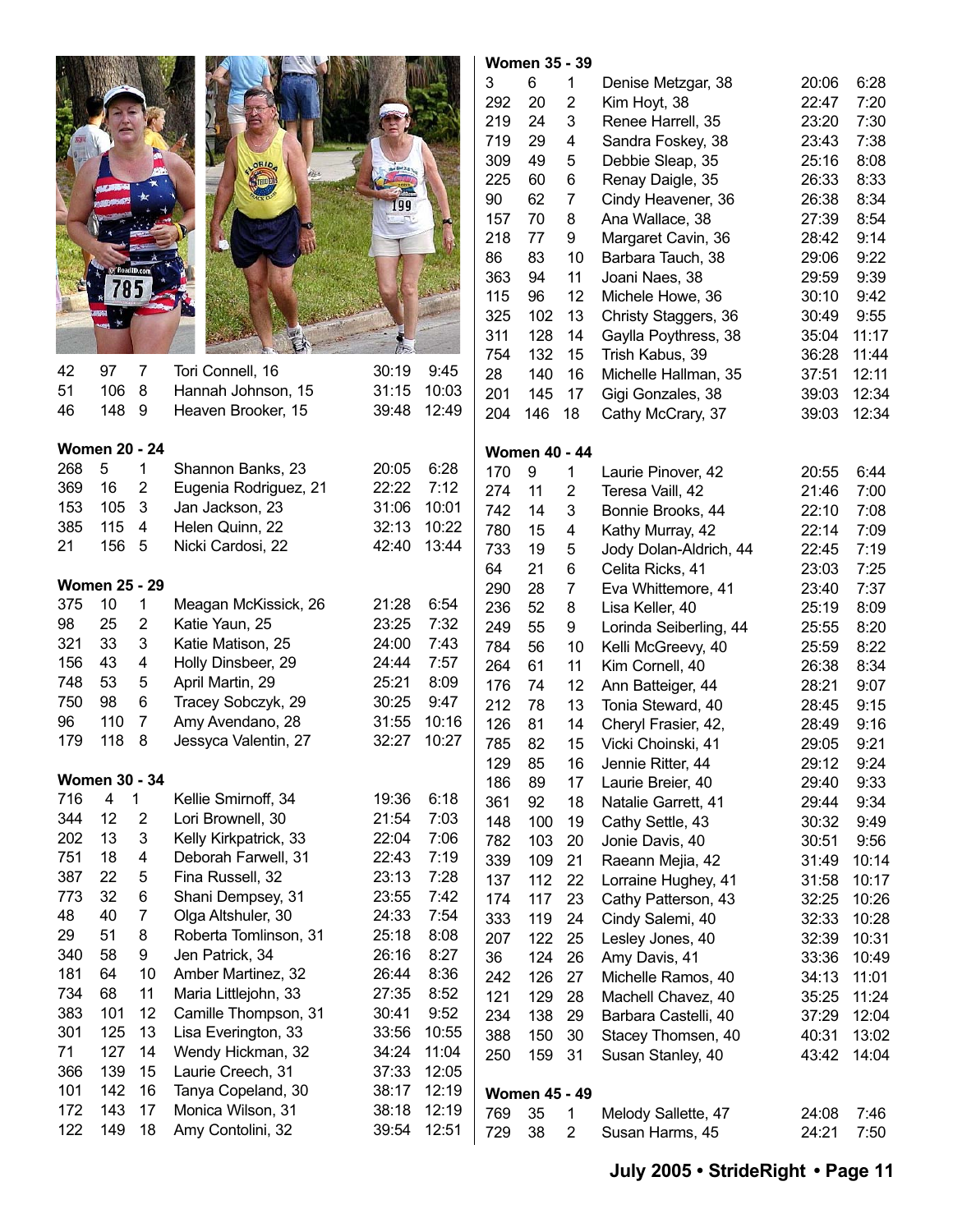| | | | | | |
|---|---|---|---|---|---|
| 42 | 97 | 7 | Tori Connell, 16 | 30:19 | 9:45 |
| 51 | 106 | 8 | Hannah Johnson, 15 | 31:15 | 10:03 |
| 46 | 148 | 9 | Heaven Brooker, 15 | 39:48 | 12:49 |

**Women 20 - 24**

| | | | | | |
|---|---|---|---|---|---|
| 268 | 5 | 1 | Shannon Banks, 23 | 20:05 | 6:28 |
| 369 | 16 | 2 | Eugenia Rodriguez, 21 | 22:22 | 7:12 |
| 153 | 105 | 3 | Jan Jackson, 23 | 31:06 | 10:01 |
| 385 | 115 | 4 | Helen Quinn, 22 | 32:13 | 10:22 |
| 21 | 156 | 5 | Nicki Cardosi, 22 | 42:40 | 13:44 |

**Women 25 - 29**

| | | | | | |
|---|---|---|---|---|---|
| 375 | 10 | 1 | Meagan McKissick, 26 | 21:28 | 6:54 |
| 98 | 25 | 2 | Katie Yaun, 25 | 23:25 | 7:32 |
| 321 | 33 | 3 | Katie Matison, 25 | 24:00 | 7:43 |
| 156 | 43 | 4 | Holly Dinsbeer, 29 | 24:44 | 7:57 |
| 748 | 53 | 5 | April Martin, 29 | 25:21 | 8:09 |
| 750 | 98 | 6 | Tracey Sobczyk, 29 | 30:25 | 9:47 |
| 96 | 110 | 7 | Amy Avendano, 28 | 31:55 | 10:16 |
| 179 | 118 | 8 | Jessyca Valentin, 27 | 32:27 | 10:27 |

**Women 30 - 34**

| | | | | | |
|---|---|---|---|---|---|
| 716 | 4 | 1 | Kellie Smirnoff, 34 | 19:36 | 6:18 |
| 344 | 12 | 2 | Lori Brownell, 30 | 21:54 | 7:03 |
| 202 | 13 | 3 | Kelly Kirkpatrick, 33 | 22:04 | 7:06 |
| 751 | 18 | 4 | Deborah Farwell, 31 | 22:43 | 7:19 |
| 387 | 22 | 5 | Fina Russell, 32 | 23:13 | 7:28 |
| 773 | 32 | 6 | Shani Dempsey, 31 | 23:55 | 7:42 |
| 48 | 40 | 7 | Olga Altshuler, 30 | 24:33 | 7:54 |
| 29 | 51 | 8 | Roberta Tomlinson, 31 | 25:18 | 8:08 |
| 340 | 58 | 9 | Jen Patrick, 34 | 26:16 | 8:27 |
| 181 | 64 | 10 | Amber Martinez, 32 | 26:44 | 8:36 |
| 734 | 68 | 11 | Maria Littlejohn, 33 | 27:35 | 8:52 |
| 383 | 101 | 12 | Camille Thompson, 31 | 30:41 | 9:52 |
| 301 | 125 | 13 | Lisa Everington, 33 | 33:56 | 10:55 |
| 71 | 127 | 14 | Wendy Hickman, 32 | 34:24 | 11:04 |
| 366 | 139 | 15 | Laurie Creech, 31 | 37:33 | 12:05 |
| 101 | 142 | 16 | Tanya Copeland, 30 | 38:17 | 12:19 |
| 172 | 143 | 17 | Monica Wilson, 31 | 38:18 | 12:19 |
| 122 | 149 | 18 | Amy Contolini, 32 | 39:54 | 12:51 |

**Women 35 - 39**

| | | | | | |
|---|---|---|---|---|---|
| 3 | 6 | 1 | Denise Metzgar, 38 | 20:06 | 6:28 |
| 292 | 20 | 2 | Kim Hoyt, 38 | 22:47 | 7:20 |
| 219 | 24 | 3 | Renee Harrell, 35 | 23:20 | 7:30 |
| 719 | 29 | 4 | Sandra Foskey, 38 | 23:43 | 7:38 |
| 309 | 49 | 5 | Debbie Sleap, 35 | 25:16 | 8:08 |
| 225 | 60 | 6 | Renay Daigle, 35 | 26:33 | 8:33 |
| 90 | 62 | 7 | Cindy Heavener, 36 | 26:38 | 8:34 |
| 157 | 70 | 8 | Ana Wallace, 38 | 27:39 | 8:54 |
| 218 | 77 | 9 | Margaret Cavin, 36 | 28:42 | 9:14 |
| 86 | 83 | 10 | Barbara Tauch, 38 | 29:06 | 9:22 |
| 363 | 94 | 11 | Joani Naes, 38 | 29:59 | 9:39 |
| 115 | 96 | 12 | Michele Howe, 36 | 30:10 | 9:42 |
| 325 | 102 | 13 | Christy Staggers, 36 | 30:49 | 9:55 |
| 311 | 128 | 14 | Gaylla Poythress, 38 | 35:04 | 11:17 |
| 754 | 132 | 15 | Trish Kabus, 39 | 36:28 | 11:44 |
| 28 | 140 | 16 | Michelle Hallman, 35 | 37:51 | 12:11 |
| 201 | 145 | 17 | Gigi Gonzales, 38 | 39:03 | 12:34 |
| 204 | 146 | 18 | Cathy McCrary, 37 | 39:03 | 12:34 |

**Women 40 - 44**

| | | | | | |
|---|---|---|---|---|---|
| 170 | 9 | 1 | Laurie Pinover, 42 | 20:55 | 6:44 |
| 274 | 11 | 2 | Teresa Vaill, 42 | 21:46 | 7:00 |
| 742 | 14 | 3 | Bonnie Brooks, 44 | 22:10 | 7:08 |
| 780 | 15 | 4 | Kathy Murray, 42 | 22:14 | 7:09 |
| 733 | 19 | 5 | Jody Dolan-Aldrich, 44 | 22:45 | 7:19 |
| 64 | 21 | 6 | Celita Ricks, 41 | 23:03 | 7:25 |
| 290 | 28 | 7 | Eva Whittemore, 41 | 23:40 | 7:37 |
| 236 | 52 | 8 | Lisa Keller, 40 | 25:19 | 8:09 |
| 249 | 55 | 9 | Lorinda Seiberling, 44 | 25:55 | 8:20 |
| 784 | 56 | 10 | Kelli McGreevy, 40 | 25:59 | 8:22 |
| 264 | 61 | 11 | Kim Cornell, 40 | 26:38 | 8:34 |
| 176 | 74 | 12 | Ann Batteiger, 44 | 28:21 | 9:07 |
| 212 | 78 | 13 | Tonia Steward, 40 | 28:45 | 9:15 |
| 126 | 81 | 14 | Cheryl Frasier, 42, | 28:49 | 9:16 |
| 785 | 82 | 15 | Vicki Choinski, 41 | 29:05 | 9:21 |
| 129 | 85 | 16 | Jennie Ritter, 44 | 29:12 | 9:24 |
| 186 | 89 | 17 | Laurie Breier, 40 | 29:40 | 9:33 |
| 361 | 92 | 18 | Natalie Garrett, 41 | 29:44 | 9:34 |
| 148 | 100 | 19 | Cathy Settle, 43 | 30:32 | 9:49 |
| 782 | 103 | 20 | Jonie Davis, 40 | 30:51 | 9:56 |
| 339 | 109 | 21 | Raeann Mejia, 42 | 31:49 | 10:14 |
| 137 | 112 | 22 | Lorraine Hughey, 41 | 31:58 | 10:17 |
| 174 | 117 | 23 | Cathy Patterson, 43 | 32:25 | 10:26 |
| 333 | 119 | 24 | Cindy Salemi, 40 | 32:33 | 10:28 |
| 207 | 122 | 25 | Lesley Jones, 40 | 32:39 | 10:31 |
| 36 | 124 | 26 | Amy Davis, 41 | 33:36 | 10:49 |
| 242 | 126 | 27 | Michelle Ramos, 40 | 34:13 | 11:01 |
| 121 | 129 | 28 | Machell Chavez, 40 | 35:25 | 11:24 |
| 234 | 138 | 29 | Barbara Castelli, 40 | 37:29 | 12:04 |
| 388 | 150 | 30 | Stacey Thomsen, 40 | 40:31 | 13:02 |
| 250 | 159 | 31 | Susan Stanley, 40 | 43:42 | 14:04 |

**Women 45 - 49**

| | | | | | |
|---|---|---|---|---|---|
| 769 | 35 | 1 | Melody Sallette, 47 | 24:08 | 7:46 |
| 729 | 38 | 2 | Susan Harms, 45 | 24:21 | 7:50 |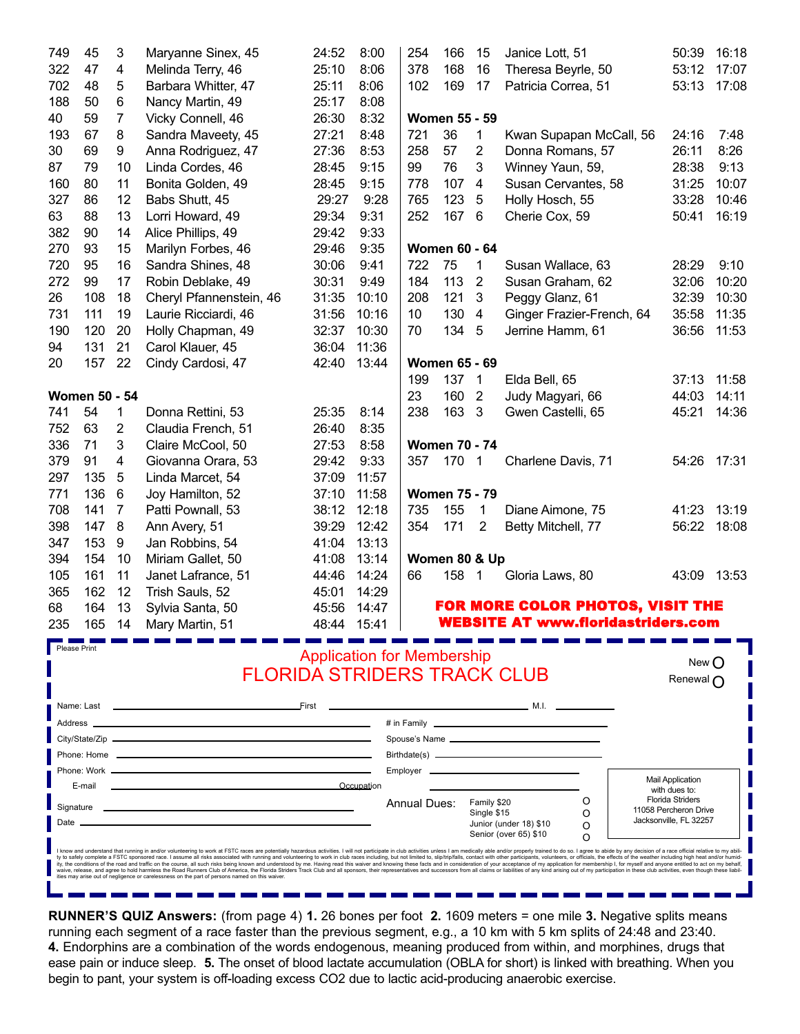| | | | | | |
|---|---|---|---|---|---|
| 749 | 45 | 3 | Maryanne Sinex, 45 | 24:52 | 8:00 |
| 322 | 47 | 4 | Melinda Terry, 46 | 25:10 | 8:06 |
| 702 | 48 | 5 | Barbara Whitter, 47 | 25:11 | 8:06 |
| 188 | 50 | 6 | Nancy Martin, 49 | 25:17 | 8:08 |
| 40 | 59 | 7 | Vicky Connell, 46 | 26:30 | 8:32 |
| 193 | 67 | 8 | Sandra Maveety, 45 | 27:21 | 8:48 |
| 30 | 69 | 9 | Anna Rodriguez, 47 | 27:36 | 8:53 |
| 87 | 79 | 10 | Linda Cordes, 46 | 28:45 | 9:15 |
| 160 | 80 | 11 | Bonita Golden, 49 | 28:45 | 9:15 |
| 327 | 86 | 12 | Babs Shutt, 45 | 29:27 | 9:28 |
| 63 | 88 | 13 | Lorri Howard, 49 | 29:34 | 9:31 |
| 382 | 90 | 14 | Alice Phillips, 49 | 29:42 | 9:33 |
| 270 | 93 | 15 | Marilyn Forbes, 46 | 29:46 | 9:35 |
| 720 | 95 | 16 | Sandra Shines, 48 | 30:06 | 9:41 |
| 272 | 99 | 17 | Robin Deblake, 49 | 30:31 | 9:49 |
| 26 | 108 | 18 | Cheryl Pfannenstein, 46 | 31:35 | 10:10 |
| 731 | 111 | 19 | Laurie Ricciardi, 46 | 31:56 | 10:16 |
| 190 | 120 | 20 | Holly Chapman, 49 | 32:37 | 10:30 |
| 94 | 131 | 21 | Carol Klauer, 45 | 36:04 | 11:36 |
| 20 | 157 | 22 | Cindy Cardosi, 47 | 42:40 | 13:44 |

**Women 50 - 54**

| | | | | | |
|---|---|---|---|---|---|
| 741 | 54 | 1 | Donna Rettini, 53 | 25:35 | 8:14 |
| 752 | 63 | 2 | Claudia French, 51 | 26:40 | 8:35 |
| 336 | 71 | 3 | Claire McCool, 50 | 27:53 | 8:58 |
| 379 | 91 | 4 | Giovanna Orara, 53 | 29:42 | 9:33 |
| 297 | 135 | 5 | Linda Marcet, 54 | 37:09 | 11:57 |
| 771 | 136 | 6 | Joy Hamilton, 52 | 37:10 | 11:58 |
| 708 | 141 | 7 | Patti Pownall, 53 | 38:12 | 12:18 |
| 398 | 147 | 8 | Ann Avery, 51 | 39:29 | 12:42 |
| 347 | 153 | 9 | Jan Robbins, 54 | 41:04 | 13:13 |
| 394 | 154 | 10 | Miriam Gallet, 50 | 41:08 | 13:14 |
| 105 | 161 | 11 | Janet Lafrance, 51 | 44:46 | 14:24 |
| 365 | 162 | 12 | Trish Sauls, 52 | 45:01 | 14:29 |
| 68 | 164 | 13 | Sylvia Santa, 50 | 45:56 | 14:47 |
| 235 | 165 | 14 | Mary Martin, 51 | 48:44 | 15:41 |
| 254 | 166 | 15 | Janice Lott, 51 | 50:39 | 16:18 |
| 378 | 168 | 16 | Theresa Beyrle, 50 | 53:12 | 17:07 |
| 102 | 169 | 17 | Patricia Correa, 51 | 53:13 | 17:08 |

**Women 55 - 59**

| | | | | | |
|---|---|---|---|---|---|
| 721 | 36 | 1 | Kwan Supapan McCall, 56 | 24:16 | 7:48 |
| 258 | 57 | 2 | Donna Romans, 57 | 26:11 | 8:26 |
| 99 | 76 | 3 | Winney Yaun, 59, | 28:38 | 9:13 |
| 778 | 107 | 4 | Susan Cervantes, 58 | 31:25 | 10:07 |
| 765 | 123 | 5 | Holly Hosch, 55 | 33:28 | 10:46 |
| 252 | 167 | 6 | Cherie Cox, 59 | 50:41 | 16:19 |

**Women 60 - 64**

| | | | | | |
|---|---|---|---|---|---|
| 722 | 75 | 1 | Susan Wallace, 63 | 28:29 | 9:10 |
| 184 | 113 | 2 | Susan Graham, 62 | 32:06 | 10:20 |
| 208 | 121 | 3 | Peggy Glanz, 61 | 32:39 | 10:30 |
| 10 | 130 | 4 | Ginger Frazier-French, 64 | 35:58 | 11:35 |
| 70 | 134 | 5 | Jerrine Hamm, 61 | 36:56 | 11:53 |

**Women 65 - 69**

| | | | | | |
|---|---|---|---|---|---|
| 199 | 137 | 1 | Elda Bell, 65 | 37:13 | 11:58 |
| 23 | 160 | 2 | Judy Magyari, 66 | 44:03 | 14:11 |
| 238 | 163 | 3 | Gwen Castelli, 65 | 45:21 | 14:36 |

**Women 70 - 74**

| | | | | | |
|---|---|---|---|---|---|
| 357 | 170 | 1 | Charlene Davis, 71 | 54:26 | 17:31 |

**Women 75 - 79**

| | | | | | |
|---|---|---|---|---|---|
| 735 | 155 | 1 | Diane Aimone, 75 | 41:23 | 13:19 |
| 354 | 171 | 2 | Betty Mitchell, 77 | 56:22 | 18:08 |

**Women 80 & Up**

| | | | | | |
|---|---|---|---|---|---|
| 66 | 158 | 1 | Gloria Laws, 80 | 43:09 | 13:53 |

**FOR MORE COLOR PHOTOS, VISIT THE WEBSITE AT www.floridastriders.com**

---

Please Print

## Application for Membership
## FLORIDA STRIDERS TRACK CLUB

New ○
Renewal ○

Name: Last ______________ First ______________ M.I. ______

Address ______________ # in Family ______________

City/State/Zip ______________ Spouse's Name ______________

Phone: Home ______________ Birthdate(s) ______________

Phone: Work ______________ Employer ______________

E-mail ______________ Occupation ______________

Signature ______________

Date ______________

Annual Dues:
- Family $20 ○
- Single $15 ○
- Junior (under 18) $10 ○
- Senior (over 65) $10 ○

Mail Application with dues to:
Florida Striders
11058 Percheron Drive
Jacksonville, FL 32257

I know and understand that running in and/or volunteering to work at FSTC races are potentially hazardous activities. I will not participate in club activities unless I am medically able and/or properly trained to do so. I agree to abide by any decision of a race official relative to my ability to safely complete a FSTC sponsored race. I assume all risks associated with running and volunteering to work in club races including, but not limited to, slip/trip/falls, contact with other participants, volunteers, or officials, the effects of the weather including high heat and/or humidity, the conditions of the road and traffic on the course, all such risks being known and understood by me. Having read this waiver and knowing these facts and in consideration of your acceptance of my application for membership I, for myself and anyone entitled to act on my behalf, waive, release, and agree to hold harmless the Road Runners Club of America, the Florida Striders Track Club and all sponsors, their representatives and successors from all claims or liabilities of any kind arising out of my participation in these club activities, even though these liabilities may arise out of negligence or carelessness on the part of persons named on this waiver.

---

**RUNNER'S QUIZ Answers:** (from page 4) **1.** 26 bones per foot **2.** 1609 meters = one mile **3.** Negative splits means running each segment of a race faster than the previous segment, e.g., a 10 km with 5 km splits of 24:48 and 23:40. **4.** Endorphins are a combination of the words endogenous, meaning produced from within, and morphines, drugs that ease pain or induce sleep. **5.** The onset of blood lactate accumulation (OBLA for short) is linked with breathing. When you begin to pant, your system is off-loading excess CO2 due to lactic acid-producing anaerobic exercise.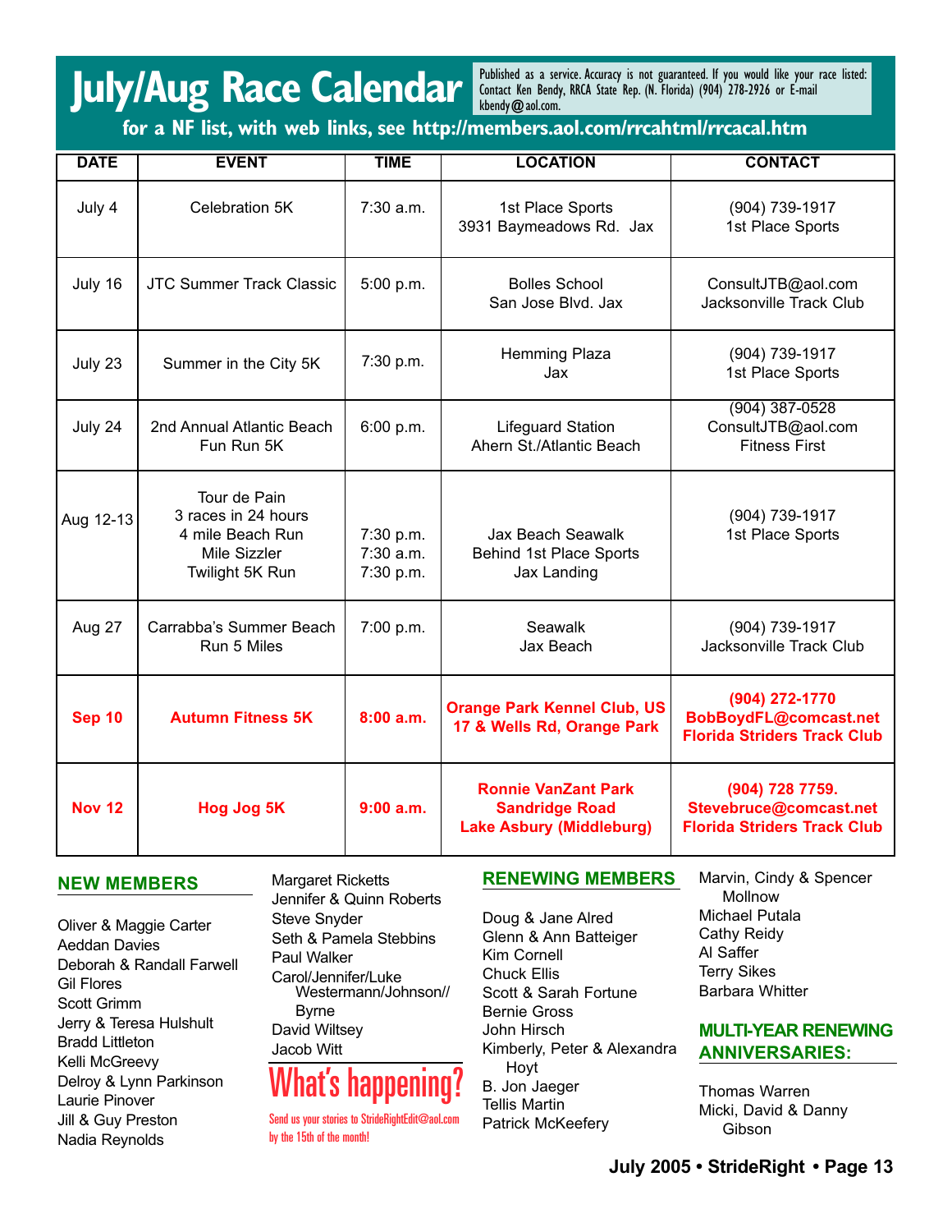# July/Aug Race Calendar

Published as a service. Accuracy is not guaranteed. If you would like your race listed: Contact Ken Bendy, RRCA State Rep. (N. Florida) (904) 278-2926 or E-mail kbendy@aol.com.

**for a NF list, with web links, see http://members.aol.com/rrcahtml/rrcacal.htm**

| DATE | EVENT | TIME | LOCATION | CONTACT |
|---|---|---|---|---|
| July 4 | Celebration 5K | 7:30 a.m. | 1st Place Sports<br>3931 Baymeadows Rd. Jax | (904) 739-1917<br>1st Place Sports |
| July 16 | JTC Summer Track Classic | 5:00 p.m. | Bolles School<br>San Jose Blvd. Jax | ConsultJTB@aol.com<br>Jacksonville Track Club |
| July 23 | Summer in the City 5K | 7:30 p.m. | Hemming Plaza<br>Jax | (904) 739-1917<br>1st Place Sports |
| July 24 | 2nd Annual Atlantic Beach Fun Run 5K | 6:00 p.m. | Lifeguard Station<br>Ahern St./Atlantic Beach | (904) 387-0528<br>ConsultJTB@aol.com<br>Fitness First |
| Aug 12-13 | Tour de Pain<br>3 races in 24 hours<br>4 mile Beach Run<br>Mile Sizzler<br>Twilight 5K Run | 7:30 p.m.<br>7:30 a.m.<br>7:30 p.m. | Jax Beach Seawalk<br>Behind 1st Place Sports<br>Jax Landing | (904) 739-1917<br>1st Place Sports |
| Aug 27 | Carrabba's Summer Beach Run 5 Miles | 7:00 p.m. | Seawalk<br>Jax Beach | (904) 739-1917<br>Jacksonville Track Club |
| **Sep 10** | **Autumn Fitness 5K** | **8:00 a.m.** | **Orange Park Kennel Club, US 17 & Wells Rd, Orange Park** | **(904) 272-1770<br>BobBoydFL@comcast.net<br>Florida Striders Track Club** |
| **Nov 12** | **Hog Jog 5K** | **9:00 a.m.** | **Ronnie VanZant Park<br>Sandridge Road<br>Lake Asbury (Middleburg)** | **(904) 728 7759.<br>Stevebruce@comcast.net<br>Florida Striders Track Club** |

## NEW MEMBERS

Oliver & Maggie Carter
Aeddan Davies
Deborah & Randall Farwell
Gil Flores
Scott Grimm
Jerry & Teresa Hulshult
Bradd Littleton
Kelli McGreevy
Delroy & Lynn Parkinson
Laurie Pinover
Jill & Guy Preston
Nadia Reynolds
Margaret Ricketts
Jennifer & Quinn Roberts
Steve Snyder
Seth & Pamela Stebbins
Paul Walker
Carol/Jennifer/Luke Westermann/Johnson// Byrne
David Wiltsey
Jacob Witt

## What's happening?

Send us your stories to StrideRightEdit@aol.com by the 15th of the month!

## RENEWING MEMBERS

Doug & Jane Alred
Glenn & Ann Batteiger
Kim Cornell
Chuck Ellis
Scott & Sarah Fortune
Bernie Gross
John Hirsch
Kimberly, Peter & Alexandra Hoyt
B. Jon Jaeger
Tellis Martin
Patrick McKeefery
Marvin, Cindy & Spencer Mollnow
Michael Putala
Cathy Reidy
Al Saffer
Terry Sikes
Barbara Whitter

## MULTI-YEAR RENEWING ANNIVERSARIES:

Thomas Warren
Micki, David & Danny Gibson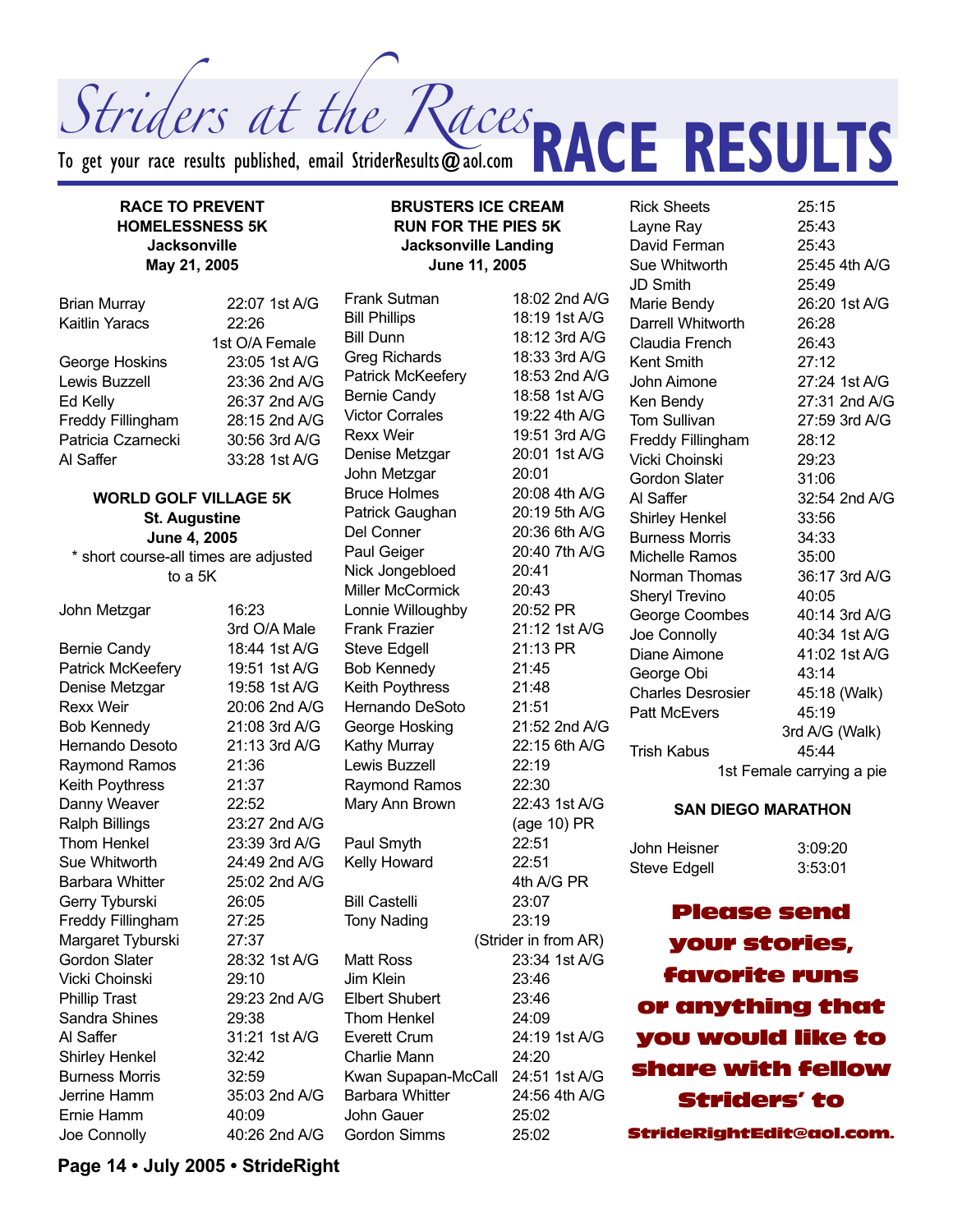# Striders at the Races — RACE RESULTS

To get your race results published, email StriderResults@aol.com

### RACE TO PREVENT HOMELESSNESS 5K
**Jacksonville**
**May 21, 2005**

| Name | Result |
|---|---|
| Brian Murray | 22:07 1st A/G |
| Kaitlin Yaracs | 22:26 1st O/A Female |
| George Hoskins | 23:05 1st A/G |
| Lewis Buzzell | 23:36 2nd A/G |
| Ed Kelly | 26:37 2nd A/G |
| Freddy Fillingham | 28:15 2nd A/G |
| Patricia Czarnecki | 30:56 3rd A/G |
| Al Saffer | 33:28 1st A/G |

### WORLD GOLF VILLAGE 5K
**St. Augustine**
**June 4, 2005**

\* short course-all times are adjusted to a 5K

| Name | Result |
|---|---|
| John Metzgar | 16:23 3rd O/A Male |
| Bernie Candy | 18:44 1st A/G |
| Patrick McKeefery | 19:51 1st A/G |
| Denise Metzgar | 19:58 1st A/G |
| Rexx Weir | 20:06 2nd A/G |
| Bob Kennedy | 21:08 3rd A/G |
| Hernando Desoto | 21:13 3rd A/G |
| Raymond Ramos | 21:36 |
| Keith Poythress | 21:37 |
| Danny Weaver | 22:52 |
| Ralph Billings | 23:27 2nd A/G |
| Thom Henkel | 23:39 3rd A/G |
| Sue Whitworth | 24:49 2nd A/G |
| Barbara Whitter | 25:02 2nd A/G |
| Gerry Tyburski | 26:05 |
| Freddy Fillingham | 27:25 |
| Margaret Tyburski | 27:37 |
| Gordon Slater | 28:32 1st A/G |
| Vicki Choinski | 29:10 |
| Phillip Trast | 29:23 2nd A/G |
| Sandra Shines | 29:38 |
| Al Saffer | 31:21 1st A/G |
| Shirley Henkel | 32:42 |
| Burness Morris | 32:59 |
| Jerrine Hamm | 35:03 2nd A/G |
| Ernie Hamm | 40:09 |
| Joe Connolly | 40:26 2nd A/G |

### BRUSTERS ICE CREAM RUN FOR THE PIES 5K
**Jacksonville Landing**
**June 11, 2005**

| Name | Result |
|---|---|
| Frank Sutman | 18:02 2nd A/G |
| Bill Phillips | 18:19 1st A/G |
| Bill Dunn | 18:12 3rd A/G |
| Greg Richards | 18:33 3rd A/G |
| Patrick McKeefery | 18:53 2nd A/G |
| Bernie Candy | 18:58 1st A/G |
| Victor Corrales | 19:22 4th A/G |
| Rexx Weir | 19:51 3rd A/G |
| Denise Metzgar | 20:01 1st A/G |
| John Metzgar | 20:01 |
| Bruce Holmes | 20:08 4th A/G |
| Patrick Gaughan | 20:19 5th A/G |
| Del Conner | 20:36 6th A/G |
| Paul Geiger | 20:40 7th A/G |
| Nick Jongebloed | 20:41 |
| Miller McCormick | 20:43 |
| Lonnie Willoughby | 20:52 PR |
| Frank Frazier | 21:12 1st A/G |
| Steve Edgell | 21:13 PR |
| Bob Kennedy | 21:45 |
| Keith Poythress | 21:48 |
| Hernando DeSoto | 21:51 |
| George Hosking | 21:52 2nd A/G |
| Kathy Murray | 22:15 6th A/G |
| Lewis Buzzell | 22:19 |
| Raymond Ramos | 22:30 |
| Mary Ann Brown | 22:43 1st A/G (age 10) PR |
| Paul Smyth | 22:51 |
| Kelly Howard | 22:51 4th A/G PR |
| Bill Castelli | 23:07 |
| Tony Nading | 23:19 (Strider in from AR) |
| Matt Ross | 23:34 1st A/G |
| Jim Klein | 23:46 |
| Elbert Shubert | 23:46 |
| Thom Henkel | 24:09 |
| Everett Crum | 24:19 1st A/G |
| Charlie Mann | 24:20 |
| Kwan Supapan-McCall | 24:51 1st A/G |
| Barbara Whitter | 24:56 4th A/G |
| John Gauer | 25:02 |
| Gordon Simms | 25:02 |
| Rick Sheets | 25:15 |
| Layne Ray | 25:43 |
| David Ferman | 25:43 |
| Sue Whitworth | 25:45 4th A/G |
| JD Smith | 25:49 |
| Marie Bendy | 26:20 1st A/G |
| Darrell Whitworth | 26:28 |
| Claudia French | 26:43 |
| Kent Smith | 27:12 |
| John Aimone | 27:24 1st A/G |
| Ken Bendy | 27:31 2nd A/G |
| Tom Sullivan | 27:59 3rd A/G |
| Freddy Fillingham | 28:12 |
| Vicki Choinski | 29:23 |
| Gordon Slater | 31:06 |
| Al Saffer | 32:54 2nd A/G |
| Shirley Henkel | 33:56 |
| Burness Morris | 34:33 |
| Michelle Ramos | 35:00 |
| Norman Thomas | 36:17 3rd A/G |
| Sheryl Trevino | 40:05 |
| George Coombes | 40:14 3rd A/G |
| Joe Connolly | 40:34 1st A/G |
| Diane Aimone | 41:02 1st A/G |
| George Obi | 43:14 |
| Charles Desrosier | 45:18 (Walk) |
| Patt McEvers | 45:19 3rd A/G (Walk) |
| Trish Kabus | 45:44 1st Female carrying a pie |

### SAN DIEGO MARATHON

| Name | Result |
|---|---|
| John Heisner | 3:09:20 |
| Steve Edgell | 3:53:01 |

**Please send your stories, favorite runs or anything that you would like to share with fellow Striders' to StrideRightEdit@aol.com.**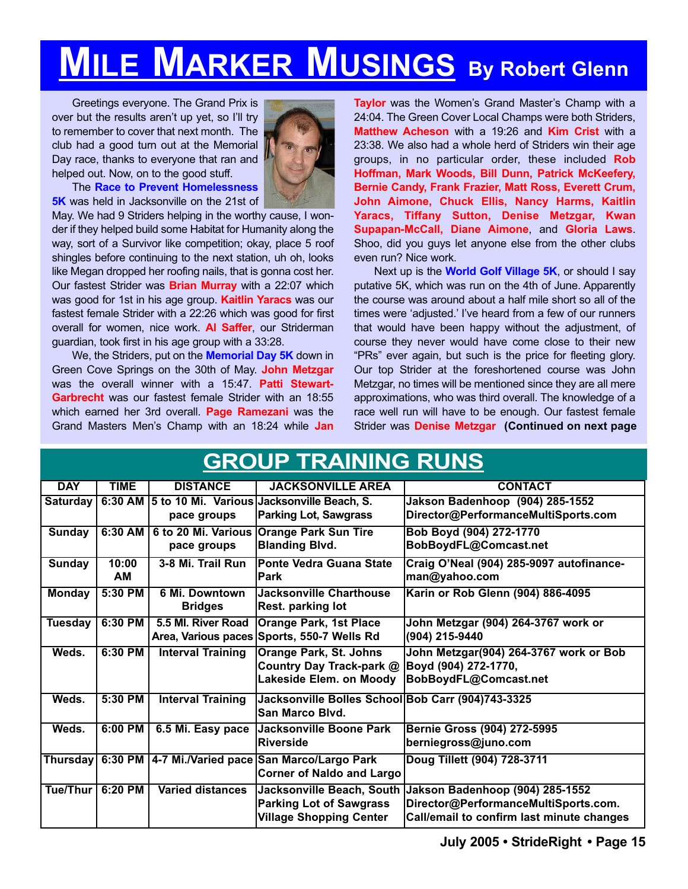# MILE MARKER MUSINGS By Robert Glenn

Greetings everyone. The Grand Prix is over but the results aren't up yet, so I'll try to remember to cover that next month. The club had a good turn out at the Memorial Day race, thanks to everyone that ran and helped out. Now, on to the good stuff.

The **Race to Prevent Homelessness 5K** was held in Jacksonville on the 21st of May. We had 9 Striders helping in the worthy cause, I wonder if they helped build some Habitat for Humanity along the way, sort of a Survivor like competition; okay, place 5 roof shingles before continuing to the next station, uh oh, looks like Megan dropped her roofing nails, that is gonna cost her. Our fastest Strider was **Brian Murray** with a 22:07 which was good for 1st in his age group. **Kaitlin Yaracs** was our fastest female Strider with a 22:26 which was good for first overall for women, nice work. **Al Saffer**, our Striderman guardian, took first in his age group with a 33:28.

We, the Striders, put on the **Memorial Day 5K** down in Green Cove Springs on the 30th of May. **John Metzgar** was the overall winner with a 15:47. **Patti Stewart-Garbrecht** was our fastest female Strider with an 18:55 which earned her 3rd overall. **Page Ramezani** was the Grand Masters Men's Champ with an 18:24 while **Jan Taylor** was the Women's Grand Master's Champ with a 24:04. The Green Cover Local Champs were both Striders, **Matthew Acheson** with a 19:26 and **Kim Crist** with a 23:38. We also had a whole herd of Striders win their age groups, in no particular order, these included **Rob Hoffman, Mark Woods, Bill Dunn, Patrick McKeefery, Bernie Candy, Frank Frazier, Matt Ross, Everett Crum, John Aimone, Chuck Ellis, Nancy Harms, Kaitlin Yaracs, Tiffany Sutton, Denise Metzgar, Kwan Supapan-McCall, Diane Aimone**, and **Gloria Laws**. Shoo, did you guys let anyone else from the other clubs even run? Nice work.

Next up is the **World Golf Village 5K**, or should I say putative 5K, which was run on the 4th of June. Apparently the course was around about a half mile short so all of the times were 'adjusted.' I've heard from a few of our runners that would have been happy without the adjustment, of course they never would have come close to their new "PRs" ever again, but such is the price for fleeting glory. Our top Strider at the foreshortened course was John Metzgar, no times will be mentioned since they are all mere approximations, who was third overall. The knowledge of a race well run will have to be enough. Our fastest female Strider was **Denise Metzgar** **(Continued on next page**

## GROUP TRAINING RUNS

| DAY | TIME | DISTANCE | JACKSONVILLE AREA | CONTACT |
|---|---|---|---|---|
| Saturday | 6:30 AM | 5 to 10 Mi. Various pace groups | Jacksonville Beach, S. Parking Lot, Sawgrass | Jakson Badenhoop (904) 285-1552 Director@PerformanceMultiSports.com |
| Sunday | 6:30 AM | 6 to 20 Mi. Various pace groups | Orange Park Sun Tire Blanding Blvd. | Bob Boyd (904) 272-1770 BobBoydFL@Comcast.net |
| Sunday | 10:00 AM | 3-8 Mi. Trail Run | Ponte Vedra Guana State Park | Craig O'Neal (904) 285-9097 autofinance-man@yahoo.com |
| Monday | 5:30 PM | 6 Mi. Downtown Bridges | Jacksonville Charthouse Rest. parking lot | Karin or Rob Glenn (904) 886-4095 |
| Tuesday | 6:30 PM | 5.5 MI. River Road Area, Various paces | Orange Park, 1st Place Sports, 550-7 Wells Rd | John Metzgar (904) 264-3767 work or (904) 215-9440 |
| Weds. | 6:30 PM | Interval Training | Orange Park, St. Johns Country Day Track-park @ Lakeside Elem. on Moody | John Metzgar(904) 264-3767 work or Bob Boyd (904) 272-1770, BobBoydFL@Comcast.net |
| Weds. | 5:30 PM | Interval Training | Jacksonville Bolles School San Marco Blvd. | Bob Carr (904)743-3325 |
| Weds. | 6:00 PM | 6.5 Mi. Easy pace | Jacksonville Boone Park Riverside | Bernie Gross (904) 272-5995 berniegross@juno.com |
| Thursday | 6:30 PM | 4-7 Mi./Varied pace | San Marco/Largo Park Corner of Naldo and Largo | Doug Tillett (904) 728-3711 |
| Tue/Thur | 6:20 PM | Varied distances | Jacksonville Beach, South Parking Lot of Sawgrass Village Shopping Center | Jakson Badenhoop (904) 285-1552 Director@PerformanceMultiSports.com. Call/email to confirm last minute changes |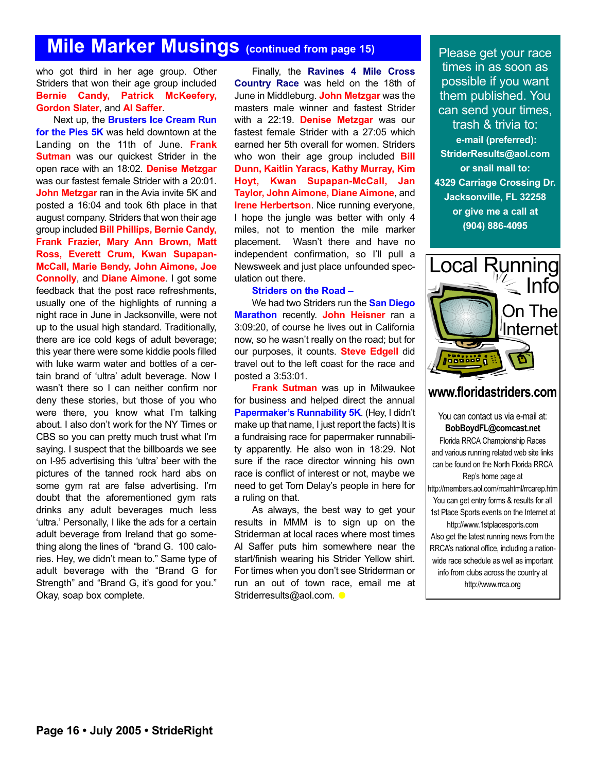## Mile Marker Musings (continued from page 15)

who got third in her age group. Other Striders that won their age group included **Bernie Candy, Patrick McKeefery, Gordon Slater**, and **Al Saffer**.

Next up, the **Brusters Ice Cream Run for the Pies 5K** was held downtown at the Landing on the 11th of June. **Frank Sutman** was our quickest Strider in the open race with an 18:02. **Denise Metzgar** was our fastest female Strider with a 20:01. **John Metzgar** ran in the Avia invite 5K and posted a 16:04 and took 6th place in that august company. Striders that won their age group included **Bill Phillips, Bernie Candy, Frank Frazier, Mary Ann Brown, Matt Ross, Everett Crum, Kwan Supapan-McCall, Marie Bendy, John Aimone, Joe Connolly**, and **Diane Aimone**. I got some feedback that the post race refreshments, usually one of the highlights of running a night race in June in Jacksonville, were not up to the usual high standard. Traditionally, there are ice cold kegs of adult beverage; this year there were some kiddie pools filled with luke warm water and bottles of a certain brand of 'ultra' adult beverage. Now I wasn't there so I can neither confirm nor deny these stories, but those of you who were there, you know what I'm talking about. I also don't work for the NY Times or CBS so you can pretty much trust what I'm saying. I suspect that the billboards we see on I-95 advertising this 'ultra' beer with the pictures of the tanned rock hard abs on some gym rat are false advertising. I'm doubt that the aforementioned gym rats drinks any adult beverages much less 'ultra.' Personally, I like the ads for a certain adult beverage from Ireland that go something along the lines of "brand G. 100 calories. Hey, we didn't mean to." Same type of adult beverage with the "Brand G for Strength" and "Brand G, it's good for you." Okay, soap box complete.

Finally, the **Ravines 4 Mile Cross Country Race** was held on the 18th of June in Middleburg. **John Metzgar** was the masters male winner and fastest Strider with a 22:19. **Denise Metzgar** was our fastest female Strider with a 27:05 which earned her 5th overall for women. Striders who won their age group included **Bill Dunn, Kaitlin Yaracs, Kathy Murray, Kim Hoyt, Kwan Supapan-McCall, Jan Taylor, John Aimone, Diane Aimone**, and **Irene Herbertson**. Nice running everyone, I hope the jungle was better with only 4 miles, not to mention the mile marker placement. Wasn't there and have no independent confirmation, so I'll pull a Newsweek and just place unfounded speculation out there.

**Striders on the Road –**

We had two Striders run the **San Diego Marathon** recently. **John Heisner** ran a 3:09:20, of course he lives out in California now, so he wasn't really on the road; but for our purposes, it counts. **Steve Edgell** did travel out to the left coast for the race and posted a 3:53:01.

**Frank Sutman** was up in Milwaukee for business and helped direct the annual **Papermaker's Runnability 5K**. (Hey, I didn't make up that name, I just report the facts) It is a fundraising race for papermaker runnability apparently. He also won in 18:29. Not sure if the race director winning his own race is conflict of interest or not, maybe we need to get Tom Delay's people in here for a ruling on that.

As always, the best way to get your results in MMM is to sign up on the Striderman at local races where most times Al Saffer puts him somewhere near the start/finish wearing his Strider Yellow shirt. For times when you don't see Striderman or run an out of town race, email me at Striderresults@aol.com.

---

Please get your race times in as soon as possible if you want them published. You can send your times, trash & trivia to:

**e-mail (preferred):**
**StriderResults@aol.com**
**or snail mail to:**
**4329 Carriage Crossing Dr.**
**Jacksonville, FL 32258**
**or give me a call at**
**(904) 886-4095**

---

## Local Running Info On The Internet

**www.floridastriders.com**

You can contact us via e-mail at:
**BobBoydFL@comcast.net**

Florida RRCA Championship Races and various running related web site links can be found on the North Florida RRCA Rep's home page at http://members.aol.com/rrcahtml/rrcarep.htm

You can get entry forms & results for all 1st Place Sports events on the Internet at http://www.1stplacesports.com

Also get the latest running news from the RRCA's national office, including a nationwide race schedule as well as important info from clubs across the country at http://www.rrca.org